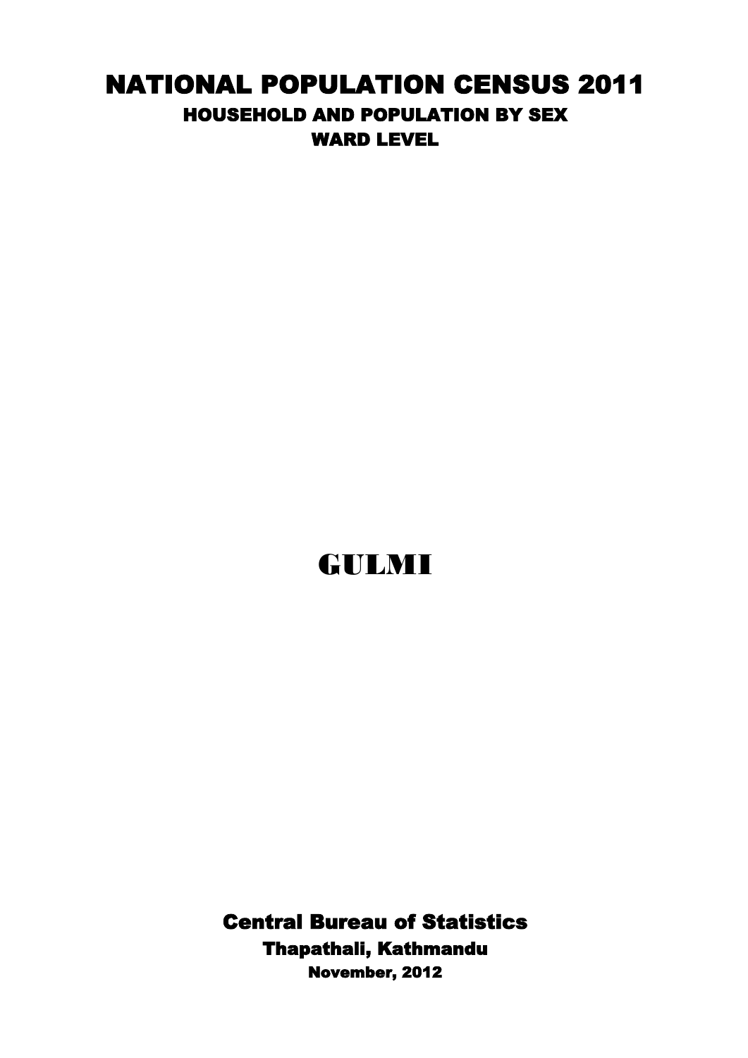# NATIONAL POPULATION CENSUS 2011

## HOUSEHOLD AND POPULATION BY SEX

## WARD LEVEL

# GULMI

**Central Bureau of Statistics**

**Thapathali, Kathmandu**

**November, 2012**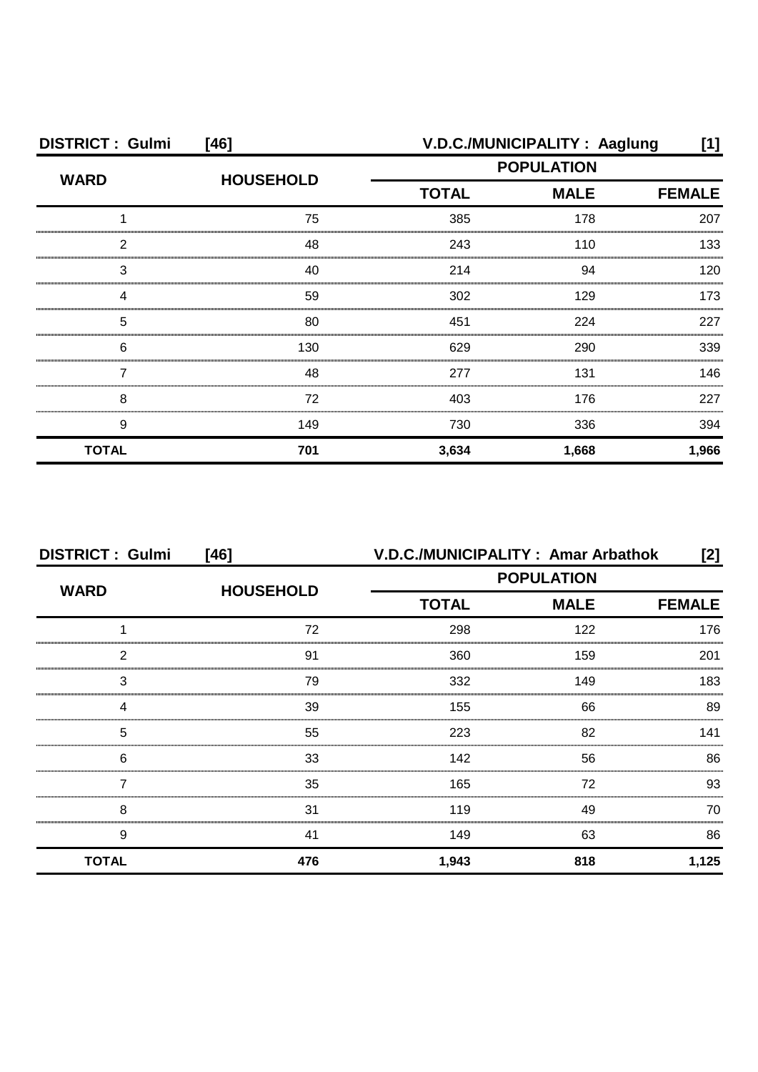**DISTRICT : Gulmi [46]** **V.D.C./MUNICIPALITY : Aaglung [1]**

| WARD | HOUSEHOLD | POPULATION | | |
|---|---|---|---|---|
| | | TOTAL | MALE | FEMALE |
| 1 | 75 | 385 | 178 | 207 |
| 2 | 48 | 243 | 110 | 133 |
| 3 | 40 | 214 | 94 | 120 |
| 4 | 59 | 302 | 129 | 173 |
| 5 | 80 | 451 | 224 | 227 |
| 6 | 130 | 629 | 290 | 339 |
| 7 | 48 | 277 | 131 | 146 |
| 8 | 72 | 403 | 176 | 227 |
| 9 | 149 | 730 | 336 | 394 |
| **TOTAL** | **701** | **3,634** | **1,668** | **1,966** |

**DISTRICT : Gulmi [46]** **V.D.C./MUNICIPALITY : Amar Arbathok [2]**

| WARD | HOUSEHOLD | POPULATION | | |
|---|---|---|---|---|
| | | TOTAL | MALE | FEMALE |
| 1 | 72 | 298 | 122 | 176 |
| 2 | 91 | 360 | 159 | 201 |
| 3 | 79 | 332 | 149 | 183 |
| 4 | 39 | 155 | 66 | 89 |
| 5 | 55 | 223 | 82 | 141 |
| 6 | 33 | 142 | 56 | 86 |
| 7 | 35 | 165 | 72 | 93 |
| 8 | 31 | 119 | 49 | 70 |
| 9 | 41 | 149 | 63 | 86 |
| **TOTAL** | **476** | **1,943** | **818** | **1,125** |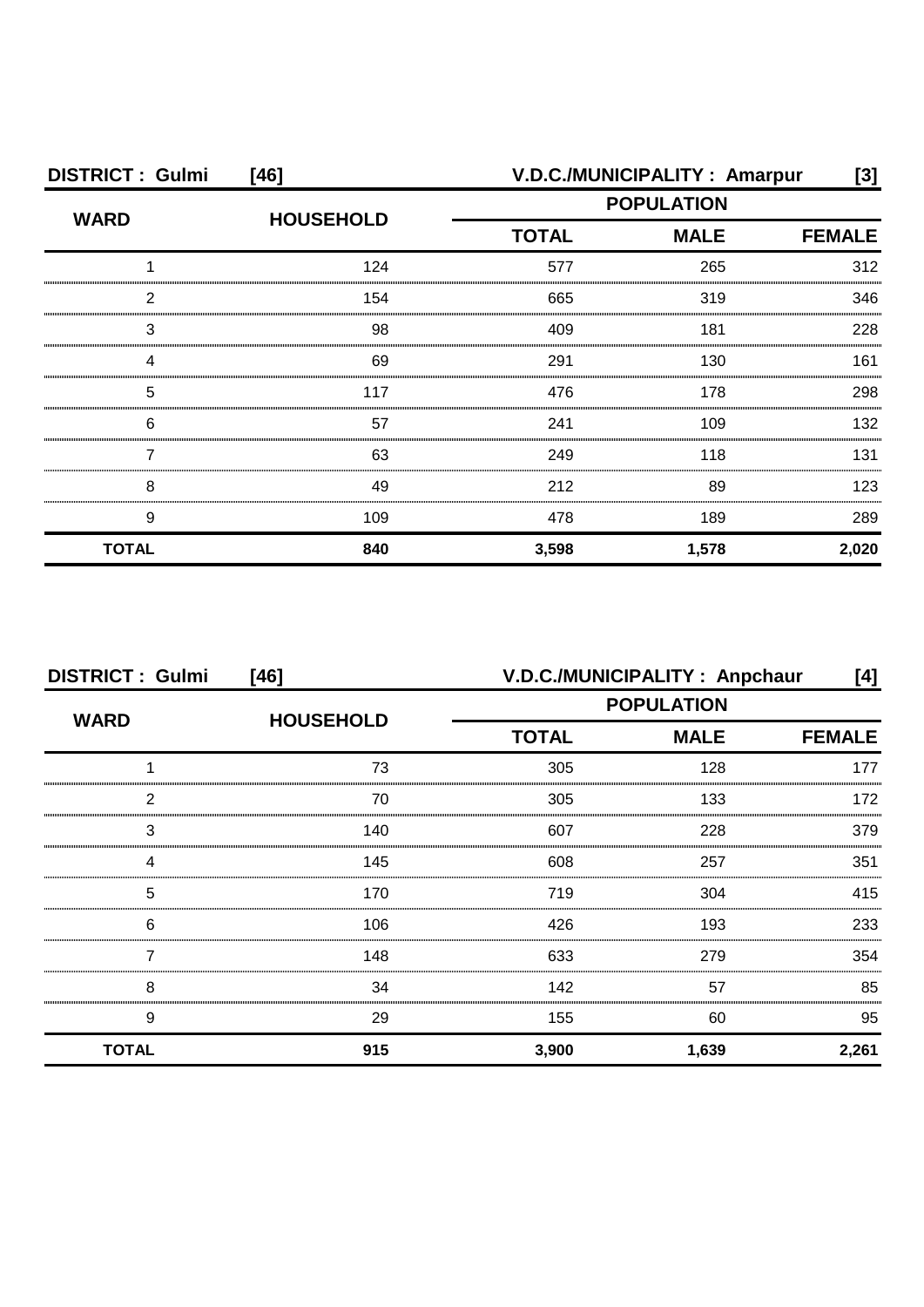**DISTRICT : Gulmi [46]** **V.D.C./MUNICIPALITY : Amarpur [3]**

| WARD | HOUSEHOLD | POPULATION | | |
|---|---|---|---|---|
| | | TOTAL | MALE | FEMALE |
| 1 | 124 | 577 | 265 | 312 |
| 2 | 154 | 665 | 319 | 346 |
| 3 | 98 | 409 | 181 | 228 |
| 4 | 69 | 291 | 130 | 161 |
| 5 | 117 | 476 | 178 | 298 |
| 6 | 57 | 241 | 109 | 132 |
| 7 | 63 | 249 | 118 | 131 |
| 8 | 49 | 212 | 89 | 123 |
| 9 | 109 | 478 | 189 | 289 |
| **TOTAL** | **840** | **3,598** | **1,578** | **2,020** |

**DISTRICT : Gulmi [46]** **V.D.C./MUNICIPALITY : Anpchaur [4]**

| WARD | HOUSEHOLD | POPULATION | | |
|---|---|---|---|---|
| | | TOTAL | MALE | FEMALE |
| 1 | 73 | 305 | 128 | 177 |
| 2 | 70 | 305 | 133 | 172 |
| 3 | 140 | 607 | 228 | 379 |
| 4 | 145 | 608 | 257 | 351 |
| 5 | 170 | 719 | 304 | 415 |
| 6 | 106 | 426 | 193 | 233 |
| 7 | 148 | 633 | 279 | 354 |
| 8 | 34 | 142 | 57 | 85 |
| 9 | 29 | 155 | 60 | 95 |
| **TOTAL** | **915** | **3,900** | **1,639** | **2,261** |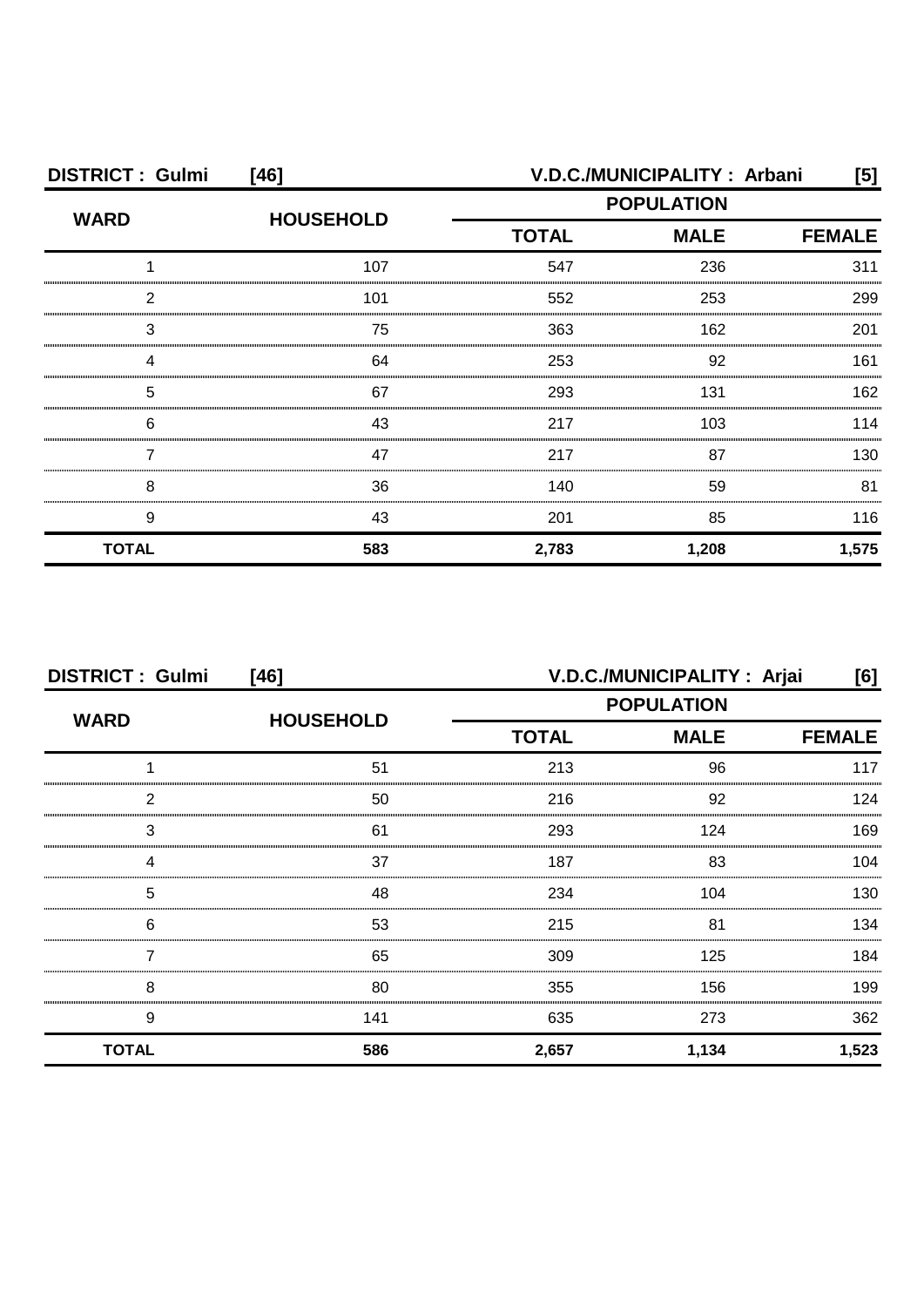| DISTRICT : Gulmi [46] | | V.D.C./MUNICIPALITY : Arbani [5] | | |
|---|---|---|---|---|
| WARD | HOUSEHOLD | POPULATION | | |
| | | TOTAL | MALE | FEMALE |
| 1 | 107 | 547 | 236 | 311 |
| 2 | 101 | 552 | 253 | 299 |
| 3 | 75 | 363 | 162 | 201 |
| 4 | 64 | 253 | 92 | 161 |
| 5 | 67 | 293 | 131 | 162 |
| 6 | 43 | 217 | 103 | 114 |
| 7 | 47 | 217 | 87 | 130 |
| 8 | 36 | 140 | 59 | 81 |
| 9 | 43 | 201 | 85 | 116 |
| **TOTAL** | **583** | **2,783** | **1,208** | **1,575** |

| DISTRICT : Gulmi [46] | | V.D.C./MUNICIPALITY : Arjai [6] | | |
|---|---|---|---|---|
| WARD | HOUSEHOLD | POPULATION | | |
| | | TOTAL | MALE | FEMALE |
| 1 | 51 | 213 | 96 | 117 |
| 2 | 50 | 216 | 92 | 124 |
| 3 | 61 | 293 | 124 | 169 |
| 4 | 37 | 187 | 83 | 104 |
| 5 | 48 | 234 | 104 | 130 |
| 6 | 53 | 215 | 81 | 134 |
| 7 | 65 | 309 | 125 | 184 |
| 8 | 80 | 355 | 156 | 199 |
| 9 | 141 | 635 | 273 | 362 |
| **TOTAL** | **586** | **2,657** | **1,134** | **1,523** |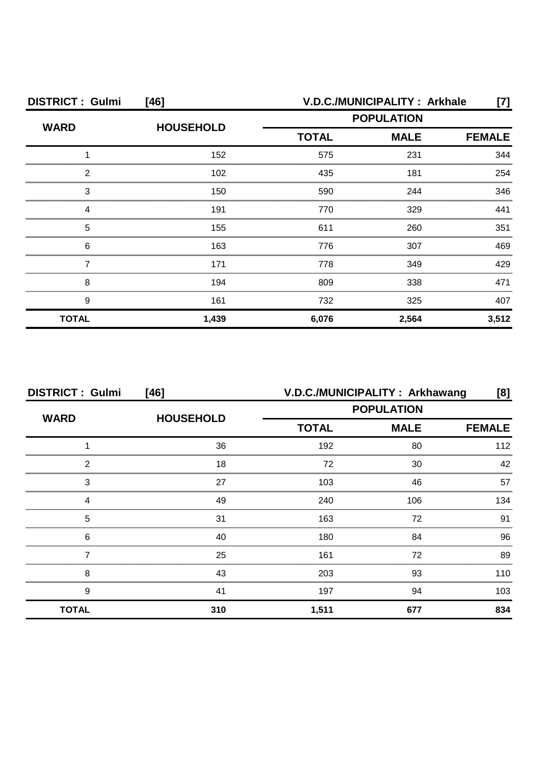**DISTRICT : Gulmi [46]** **V.D.C./MUNICIPALITY : Arkhale [7]**

| WARD | HOUSEHOLD | POPULATION | | |
|---|---|---|---|---|
| | | TOTAL | MALE | FEMALE |
| 1 | 152 | 575 | 231 | 344 |
| 2 | 102 | 435 | 181 | 254 |
| 3 | 150 | 590 | 244 | 346 |
| 4 | 191 | 770 | 329 | 441 |
| 5 | 155 | 611 | 260 | 351 |
| 6 | 163 | 776 | 307 | 469 |
| 7 | 171 | 778 | 349 | 429 |
| 8 | 194 | 809 | 338 | 471 |
| 9 | 161 | 732 | 325 | 407 |
| **TOTAL** | **1,439** | **6,076** | **2,564** | **3,512** |

**DISTRICT : Gulmi [46]** **V.D.C./MUNICIPALITY : Arkhawang [8]**

| WARD | HOUSEHOLD | POPULATION | | |
|---|---|---|---|---|
| | | TOTAL | MALE | FEMALE |
| 1 | 36 | 192 | 80 | 112 |
| 2 | 18 | 72 | 30 | 42 |
| 3 | 27 | 103 | 46 | 57 |
| 4 | 49 | 240 | 106 | 134 |
| 5 | 31 | 163 | 72 | 91 |
| 6 | 40 | 180 | 84 | 96 |
| 7 | 25 | 161 | 72 | 89 |
| 8 | 43 | 203 | 93 | 110 |
| 9 | 41 | 197 | 94 | 103 |
| **TOTAL** | **310** | **1,511** | **677** | **834** |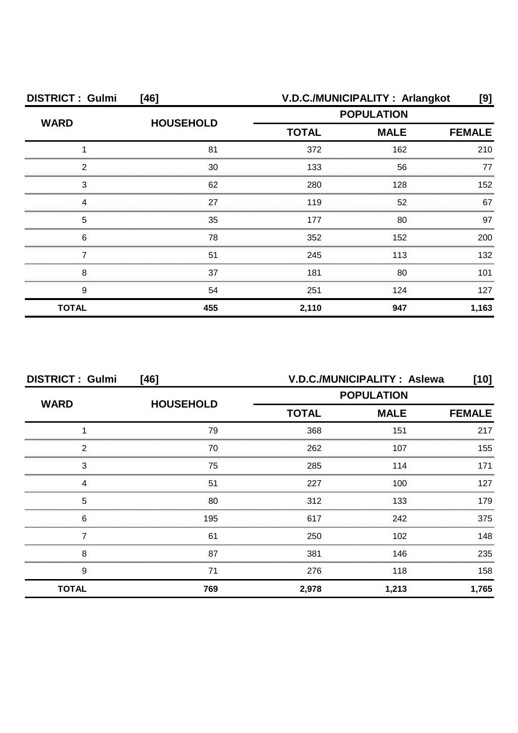**DISTRICT : Gulmi [46]** **V.D.C./MUNICIPALITY : Arlangkot [9]**

| WARD | HOUSEHOLD | POPULATION | | |
|---|---|---|---|---|
| | | TOTAL | MALE | FEMALE |
| 1 | 81 | 372 | 162 | 210 |
| 2 | 30 | 133 | 56 | 77 |
| 3 | 62 | 280 | 128 | 152 |
| 4 | 27 | 119 | 52 | 67 |
| 5 | 35 | 177 | 80 | 97 |
| 6 | 78 | 352 | 152 | 200 |
| 7 | 51 | 245 | 113 | 132 |
| 8 | 37 | 181 | 80 | 101 |
| 9 | 54 | 251 | 124 | 127 |
| **TOTAL** | **455** | **2,110** | **947** | **1,163** |

**DISTRICT : Gulmi [46]** **V.D.C./MUNICIPALITY : Aslewa [10]**

| WARD | HOUSEHOLD | POPULATION | | |
|---|---|---|---|---|
| | | TOTAL | MALE | FEMALE |
| 1 | 79 | 368 | 151 | 217 |
| 2 | 70 | 262 | 107 | 155 |
| 3 | 75 | 285 | 114 | 171 |
| 4 | 51 | 227 | 100 | 127 |
| 5 | 80 | 312 | 133 | 179 |
| 6 | 195 | 617 | 242 | 375 |
| 7 | 61 | 250 | 102 | 148 |
| 8 | 87 | 381 | 146 | 235 |
| 9 | 71 | 276 | 118 | 158 |
| **TOTAL** | **769** | **2,978** | **1,213** | **1,765** |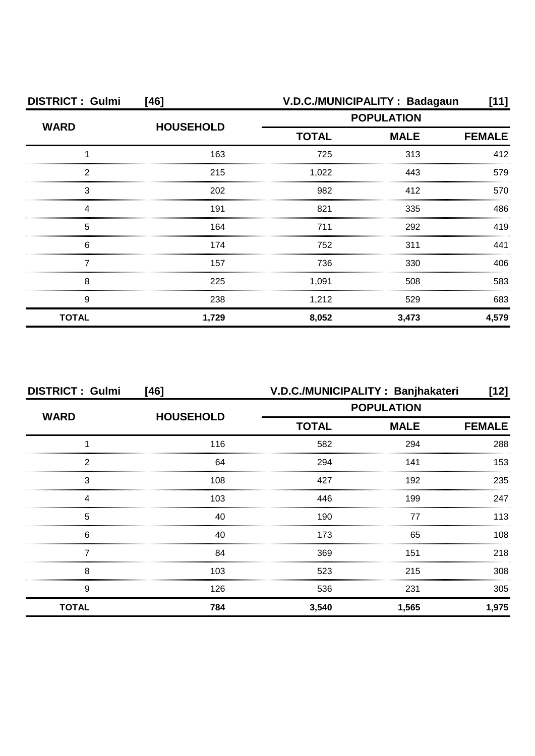**DISTRICT : Gulmi [46]** **V.D.C./MUNICIPALITY : Badagaun [11]**

| WARD | HOUSEHOLD | POPULATION | | |
|---|---|---|---|---|
| | | TOTAL | MALE | FEMALE |
| 1 | 163 | 725 | 313 | 412 |
| 2 | 215 | 1,022 | 443 | 579 |
| 3 | 202 | 982 | 412 | 570 |
| 4 | 191 | 821 | 335 | 486 |
| 5 | 164 | 711 | 292 | 419 |
| 6 | 174 | 752 | 311 | 441 |
| 7 | 157 | 736 | 330 | 406 |
| 8 | 225 | 1,091 | 508 | 583 |
| 9 | 238 | 1,212 | 529 | 683 |
| **TOTAL** | **1,729** | **8,052** | **3,473** | **4,579** |

**DISTRICT : Gulmi [46]** **V.D.C./MUNICIPALITY : Banjhakateri [12]**

| WARD | HOUSEHOLD | POPULATION | | |
|---|---|---|---|---|
| | | TOTAL | MALE | FEMALE |
| 1 | 116 | 582 | 294 | 288 |
| 2 | 64 | 294 | 141 | 153 |
| 3 | 108 | 427 | 192 | 235 |
| 4 | 103 | 446 | 199 | 247 |
| 5 | 40 | 190 | 77 | 113 |
| 6 | 40 | 173 | 65 | 108 |
| 7 | 84 | 369 | 151 | 218 |
| 8 | 103 | 523 | 215 | 308 |
| 9 | 126 | 536 | 231 | 305 |
| **TOTAL** | **784** | **3,540** | **1,565** | **1,975** |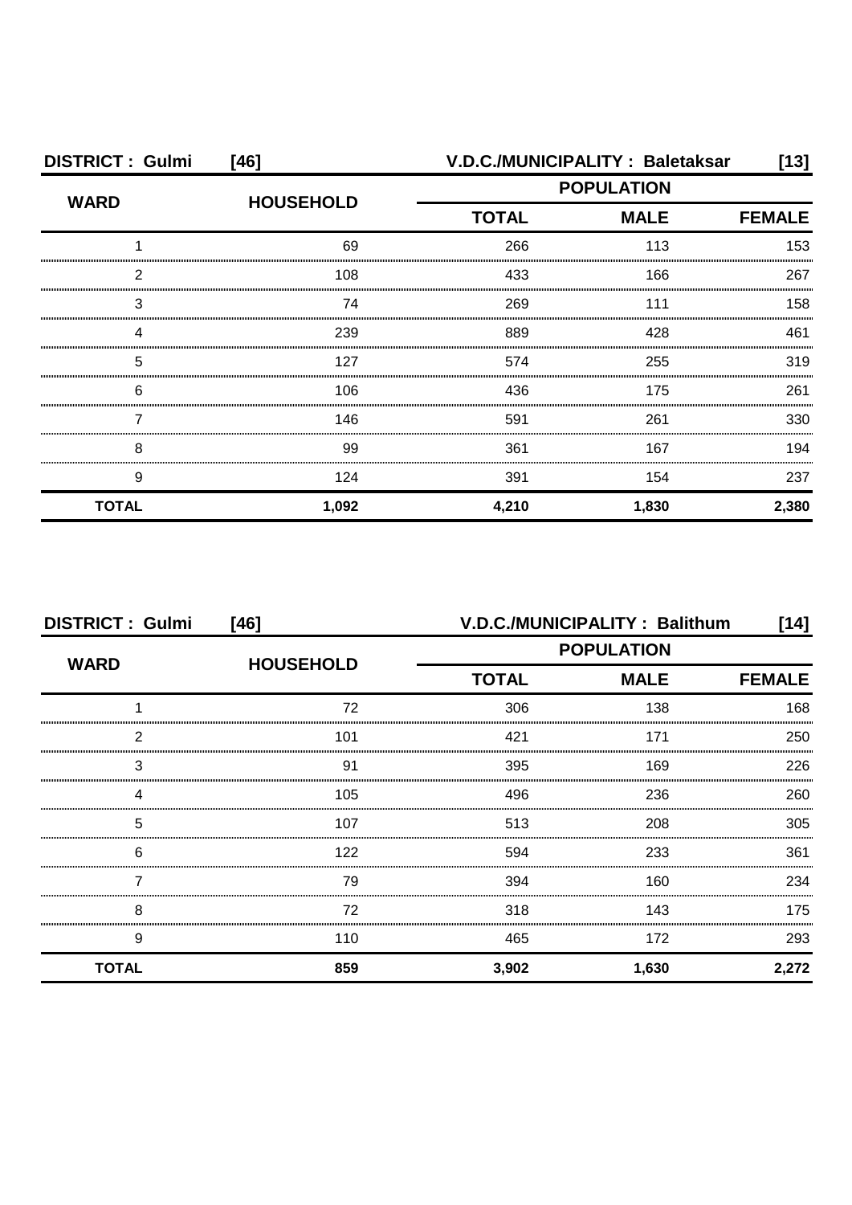**DISTRICT : Gulmi [46]** **V.D.C./MUNICIPALITY : Baletaksar [13]**

| WARD | HOUSEHOLD | POPULATION | | |
|---|---|---|---|---|
| | | TOTAL | MALE | FEMALE |
| 1 | 69 | 266 | 113 | 153 |
| 2 | 108 | 433 | 166 | 267 |
| 3 | 74 | 269 | 111 | 158 |
| 4 | 239 | 889 | 428 | 461 |
| 5 | 127 | 574 | 255 | 319 |
| 6 | 106 | 436 | 175 | 261 |
| 7 | 146 | 591 | 261 | 330 |
| 8 | 99 | 361 | 167 | 194 |
| 9 | 124 | 391 | 154 | 237 |
| **TOTAL** | **1,092** | **4,210** | **1,830** | **2,380** |

**DISTRICT : Gulmi [46]** **V.D.C./MUNICIPALITY : Balithum [14]**

| WARD | HOUSEHOLD | POPULATION | | |
|---|---|---|---|---|
| | | TOTAL | MALE | FEMALE |
| 1 | 72 | 306 | 138 | 168 |
| 2 | 101 | 421 | 171 | 250 |
| 3 | 91 | 395 | 169 | 226 |
| 4 | 105 | 496 | 236 | 260 |
| 5 | 107 | 513 | 208 | 305 |
| 6 | 122 | 594 | 233 | 361 |
| 7 | 79 | 394 | 160 | 234 |
| 8 | 72 | 318 | 143 | 175 |
| 9 | 110 | 465 | 172 | 293 |
| **TOTAL** | **859** | **3,902** | **1,630** | **2,272** |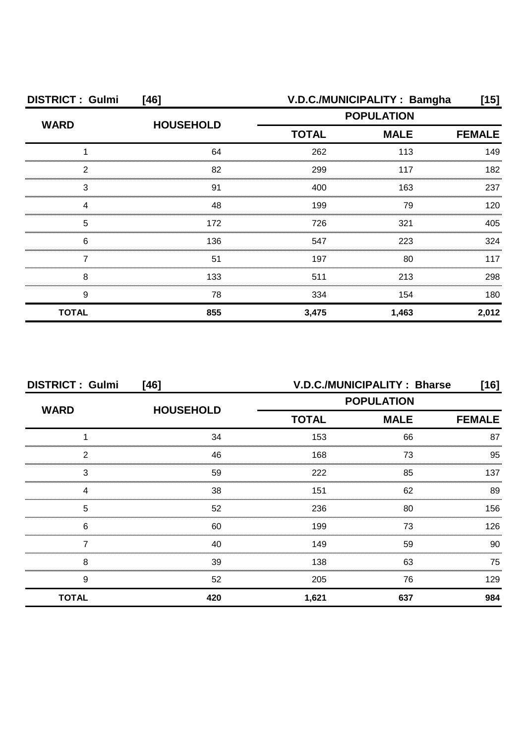**DISTRICT : Gulmi [46]** **V.D.C./MUNICIPALITY : Bamgha [15]**

| WARD | HOUSEHOLD | POPULATION | | |
|---|---|---|---|---|
| | | TOTAL | MALE | FEMALE |
| 1 | 64 | 262 | 113 | 149 |
| 2 | 82 | 299 | 117 | 182 |
| 3 | 91 | 400 | 163 | 237 |
| 4 | 48 | 199 | 79 | 120 |
| 5 | 172 | 726 | 321 | 405 |
| 6 | 136 | 547 | 223 | 324 |
| 7 | 51 | 197 | 80 | 117 |
| 8 | 133 | 511 | 213 | 298 |
| 9 | 78 | 334 | 154 | 180 |
| **TOTAL** | **855** | **3,475** | **1,463** | **2,012** |

**DISTRICT : Gulmi [46]** **V.D.C./MUNICIPALITY : Bharse [16]**

| WARD | HOUSEHOLD | POPULATION | | |
|---|---|---|---|---|
| | | TOTAL | MALE | FEMALE |
| 1 | 34 | 153 | 66 | 87 |
| 2 | 46 | 168 | 73 | 95 |
| 3 | 59 | 222 | 85 | 137 |
| 4 | 38 | 151 | 62 | 89 |
| 5 | 52 | 236 | 80 | 156 |
| 6 | 60 | 199 | 73 | 126 |
| 7 | 40 | 149 | 59 | 90 |
| 8 | 39 | 138 | 63 | 75 |
| 9 | 52 | 205 | 76 | 129 |
| **TOTAL** | **420** | **1,621** | **637** | **984** |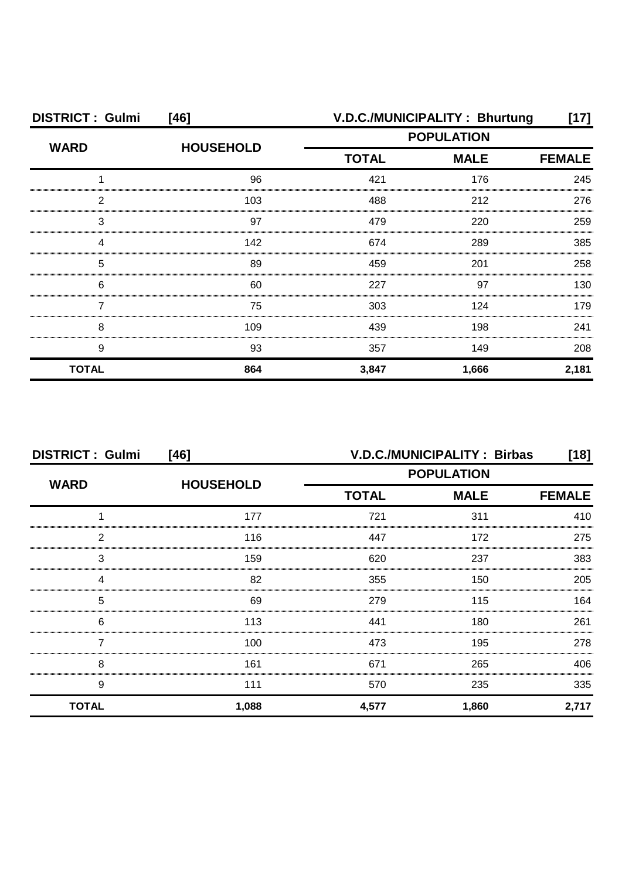**DISTRICT : Gulmi [46]** **V.D.C./MUNICIPALITY : Bhurtung [17]**

| WARD | HOUSEHOLD | POPULATION | | |
|---|---|---|---|---|
| | | TOTAL | MALE | FEMALE |
| 1 | 96 | 421 | 176 | 245 |
| 2 | 103 | 488 | 212 | 276 |
| 3 | 97 | 479 | 220 | 259 |
| 4 | 142 | 674 | 289 | 385 |
| 5 | 89 | 459 | 201 | 258 |
| 6 | 60 | 227 | 97 | 130 |
| 7 | 75 | 303 | 124 | 179 |
| 8 | 109 | 439 | 198 | 241 |
| 9 | 93 | 357 | 149 | 208 |
| **TOTAL** | **864** | **3,847** | **1,666** | **2,181** |

**DISTRICT : Gulmi [46]** **V.D.C./MUNICIPALITY : Birbas [18]**

| WARD | HOUSEHOLD | POPULATION | | |
|---|---|---|---|---|
| | | TOTAL | MALE | FEMALE |
| 1 | 177 | 721 | 311 | 410 |
| 2 | 116 | 447 | 172 | 275 |
| 3 | 159 | 620 | 237 | 383 |
| 4 | 82 | 355 | 150 | 205 |
| 5 | 69 | 279 | 115 | 164 |
| 6 | 113 | 441 | 180 | 261 |
| 7 | 100 | 473 | 195 | 278 |
| 8 | 161 | 671 | 265 | 406 |
| 9 | 111 | 570 | 235 | 335 |
| **TOTAL** | **1,088** | **4,577** | **1,860** | **2,717** |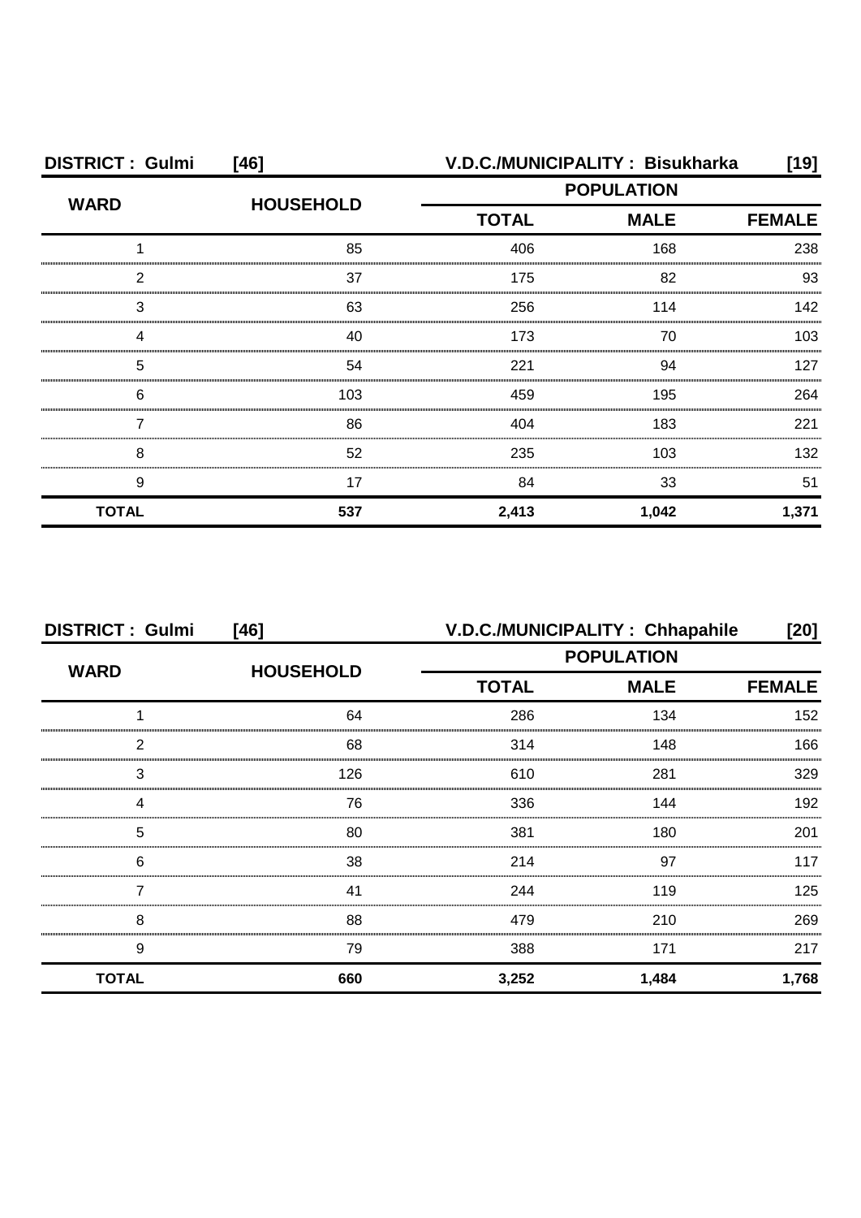**DISTRICT : Gulmi [46]** **V.D.C./MUNICIPALITY : Bisukharka [19]**

| WARD | HOUSEHOLD | POPULATION | | |
|---|---|---|---|---|
| | | TOTAL | MALE | FEMALE |
| 1 | 85 | 406 | 168 | 238 |
| 2 | 37 | 175 | 82 | 93 |
| 3 | 63 | 256 | 114 | 142 |
| 4 | 40 | 173 | 70 | 103 |
| 5 | 54 | 221 | 94 | 127 |
| 6 | 103 | 459 | 195 | 264 |
| 7 | 86 | 404 | 183 | 221 |
| 8 | 52 | 235 | 103 | 132 |
| 9 | 17 | 84 | 33 | 51 |
| **TOTAL** | **537** | **2,413** | **1,042** | **1,371** |

**DISTRICT : Gulmi [46]** **V.D.C./MUNICIPALITY : Chhapahile [20]**

| WARD | HOUSEHOLD | POPULATION | | |
|---|---|---|---|---|
| | | TOTAL | MALE | FEMALE |
| 1 | 64 | 286 | 134 | 152 |
| 2 | 68 | 314 | 148 | 166 |
| 3 | 126 | 610 | 281 | 329 |
| 4 | 76 | 336 | 144 | 192 |
| 5 | 80 | 381 | 180 | 201 |
| 6 | 38 | 214 | 97 | 117 |
| 7 | 41 | 244 | 119 | 125 |
| 8 | 88 | 479 | 210 | 269 |
| 9 | 79 | 388 | 171 | 217 |
| **TOTAL** | **660** | **3,252** | **1,484** | **1,768** |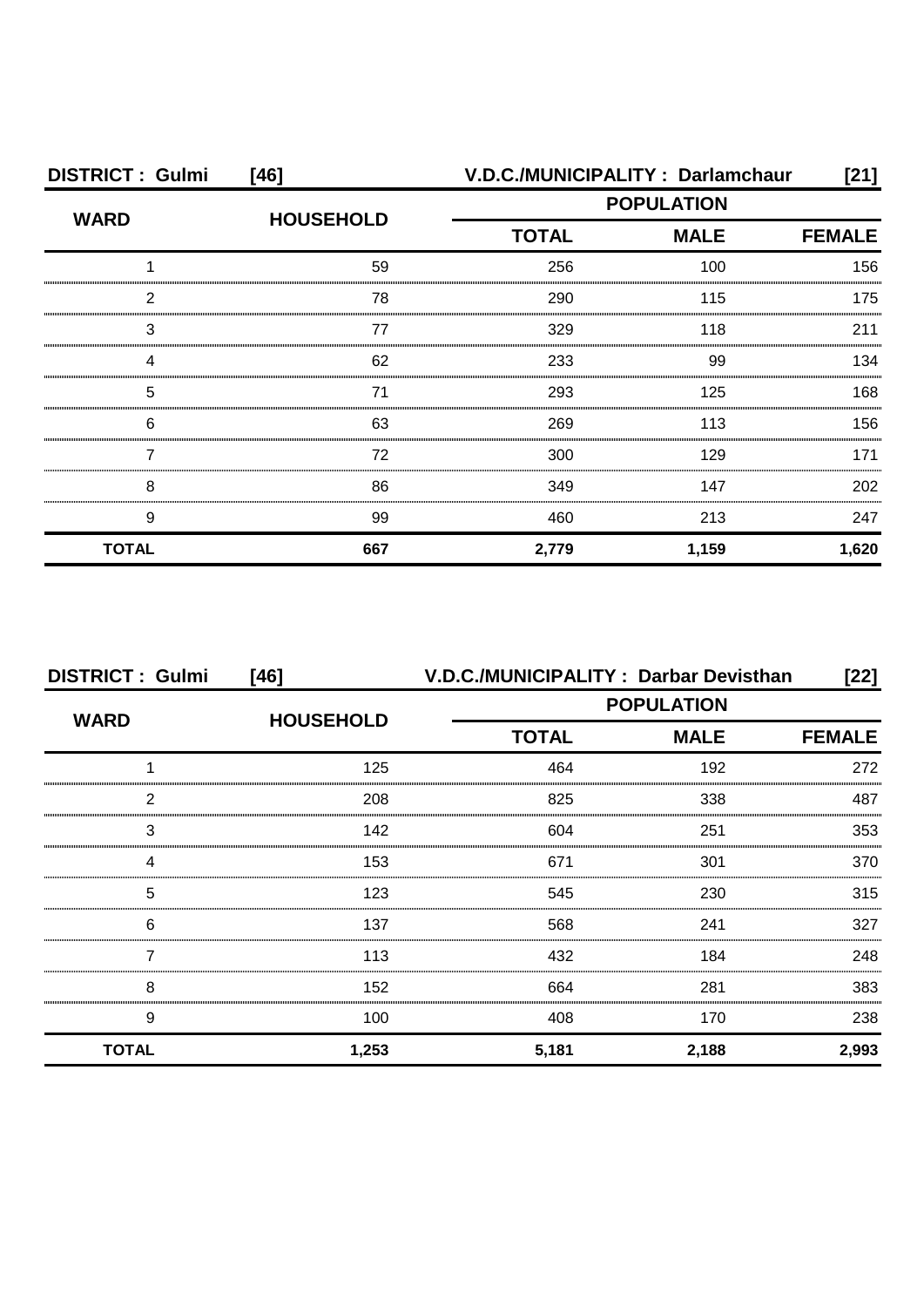**DISTRICT : Gulmi [46]** **V.D.C./MUNICIPALITY : Darlamchaur [21]**

| WARD | HOUSEHOLD | POPULATION | | |
|---|---|---|---|---|
| | | TOTAL | MALE | FEMALE |
| 1 | 59 | 256 | 100 | 156 |
| 2 | 78 | 290 | 115 | 175 |
| 3 | 77 | 329 | 118 | 211 |
| 4 | 62 | 233 | 99 | 134 |
| 5 | 71 | 293 | 125 | 168 |
| 6 | 63 | 269 | 113 | 156 |
| 7 | 72 | 300 | 129 | 171 |
| 8 | 86 | 349 | 147 | 202 |
| 9 | 99 | 460 | 213 | 247 |
| **TOTAL** | **667** | **2,779** | **1,159** | **1,620** |

**DISTRICT : Gulmi [46]** **V.D.C./MUNICIPALITY : Darbar Devisthan [22]**

| WARD | HOUSEHOLD | POPULATION | | |
|---|---|---|---|---|
| | | TOTAL | MALE | FEMALE |
| 1 | 125 | 464 | 192 | 272 |
| 2 | 208 | 825 | 338 | 487 |
| 3 | 142 | 604 | 251 | 353 |
| 4 | 153 | 671 | 301 | 370 |
| 5 | 123 | 545 | 230 | 315 |
| 6 | 137 | 568 | 241 | 327 |
| 7 | 113 | 432 | 184 | 248 |
| 8 | 152 | 664 | 281 | 383 |
| 9 | 100 | 408 | 170 | 238 |
| **TOTAL** | **1,253** | **5,181** | **2,188** | **2,993** |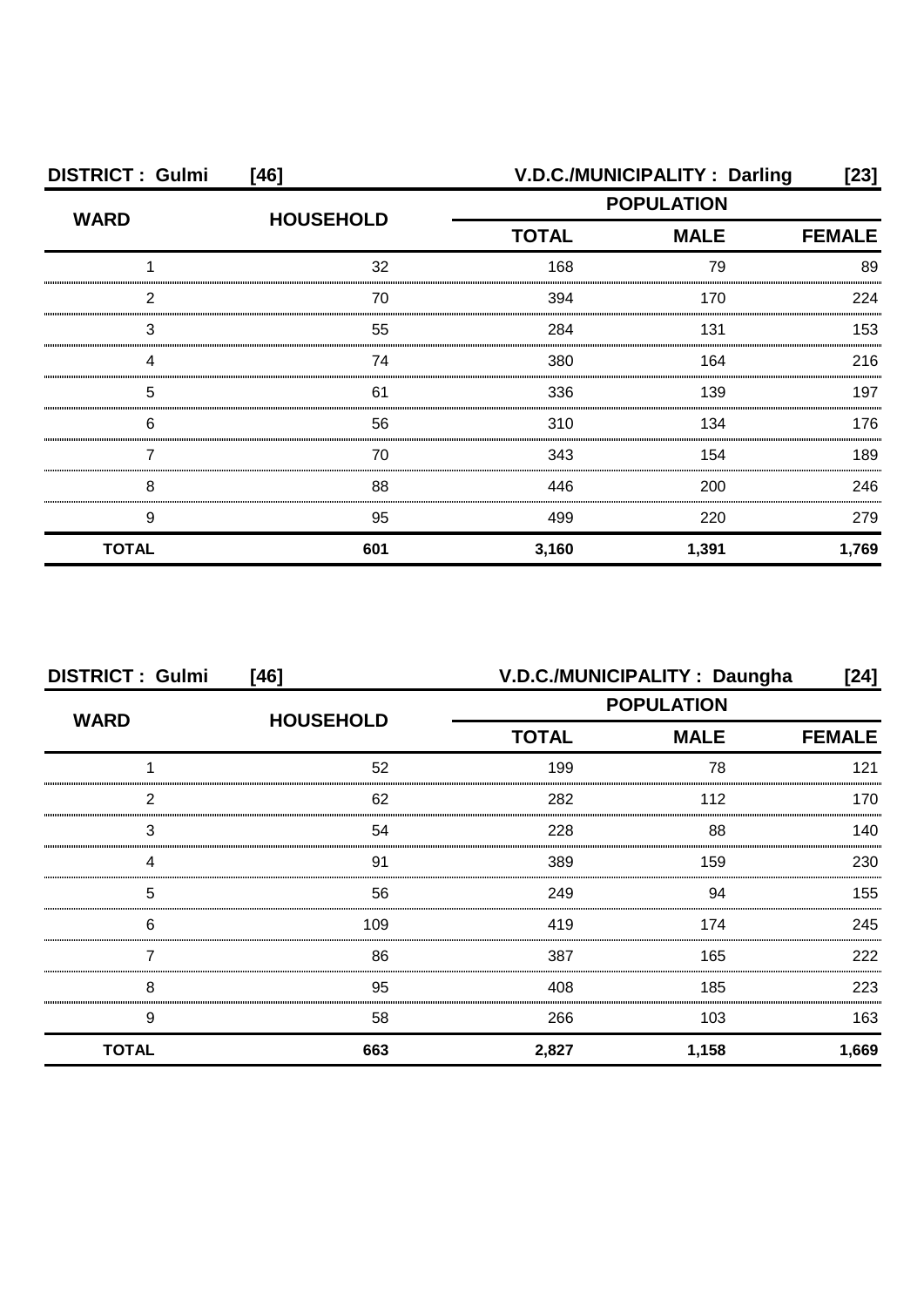**DISTRICT : Gulmi [46]** **V.D.C./MUNICIPALITY : Darling [23]**

| WARD | HOUSEHOLD | POPULATION | | |
|---|---|---|---|---|
| | | TOTAL | MALE | FEMALE |
| 1 | 32 | 168 | 79 | 89 |
| 2 | 70 | 394 | 170 | 224 |
| 3 | 55 | 284 | 131 | 153 |
| 4 | 74 | 380 | 164 | 216 |
| 5 | 61 | 336 | 139 | 197 |
| 6 | 56 | 310 | 134 | 176 |
| 7 | 70 | 343 | 154 | 189 |
| 8 | 88 | 446 | 200 | 246 |
| 9 | 95 | 499 | 220 | 279 |
| **TOTAL** | **601** | **3,160** | **1,391** | **1,769** |

**DISTRICT : Gulmi [46]** **V.D.C./MUNICIPALITY : Daungha [24]**

| WARD | HOUSEHOLD | POPULATION | | |
|---|---|---|---|---|
| | | TOTAL | MALE | FEMALE |
| 1 | 52 | 199 | 78 | 121 |
| 2 | 62 | 282 | 112 | 170 |
| 3 | 54 | 228 | 88 | 140 |
| 4 | 91 | 389 | 159 | 230 |
| 5 | 56 | 249 | 94 | 155 |
| 6 | 109 | 419 | 174 | 245 |
| 7 | 86 | 387 | 165 | 222 |
| 8 | 95 | 408 | 185 | 223 |
| 9 | 58 | 266 | 103 | 163 |
| **TOTAL** | **663** | **2,827** | **1,158** | **1,669** |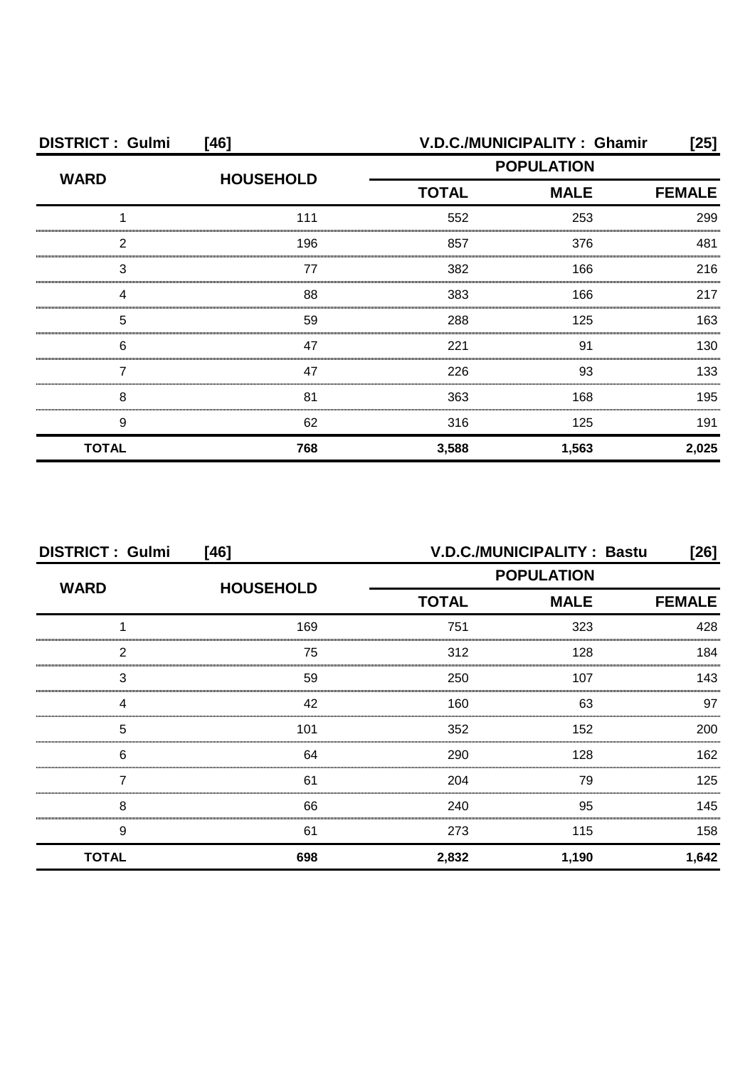**DISTRICT : Gulmi [46]** **V.D.C./MUNICIPALITY : Ghamir [25]**

| WARD | HOUSEHOLD | POPULATION | | |
|---|---|---|---|---|
| | | TOTAL | MALE | FEMALE |
| 1 | 111 | 552 | 253 | 299 |
| 2 | 196 | 857 | 376 | 481 |
| 3 | 77 | 382 | 166 | 216 |
| 4 | 88 | 383 | 166 | 217 |
| 5 | 59 | 288 | 125 | 163 |
| 6 | 47 | 221 | 91 | 130 |
| 7 | 47 | 226 | 93 | 133 |
| 8 | 81 | 363 | 168 | 195 |
| 9 | 62 | 316 | 125 | 191 |
| **TOTAL** | **768** | **3,588** | **1,563** | **2,025** |

**DISTRICT : Gulmi [46]** **V.D.C./MUNICIPALITY : Bastu [26]**

| WARD | HOUSEHOLD | POPULATION | | |
|---|---|---|---|---|
| | | TOTAL | MALE | FEMALE |
| 1 | 169 | 751 | 323 | 428 |
| 2 | 75 | 312 | 128 | 184 |
| 3 | 59 | 250 | 107 | 143 |
| 4 | 42 | 160 | 63 | 97 |
| 5 | 101 | 352 | 152 | 200 |
| 6 | 64 | 290 | 128 | 162 |
| 7 | 61 | 204 | 79 | 125 |
| 8 | 66 | 240 | 95 | 145 |
| 9 | 61 | 273 | 115 | 158 |
| **TOTAL** | **698** | **2,832** | **1,190** | **1,642** |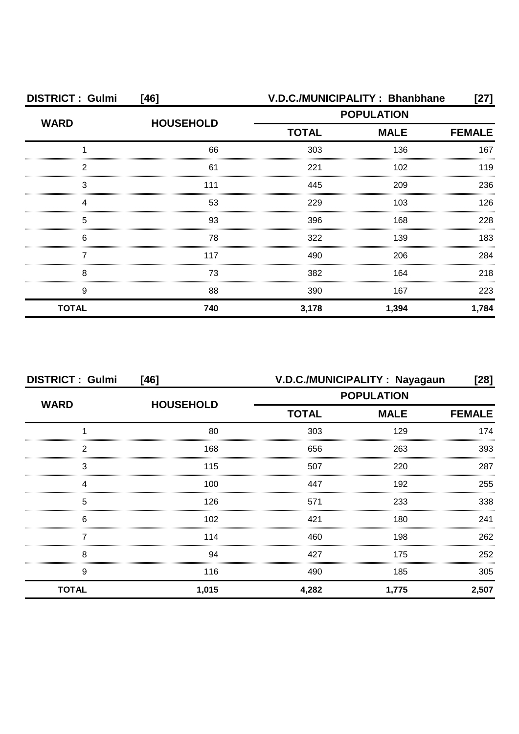**DISTRICT : Gulmi [46]** **V.D.C./MUNICIPALITY : Bhanbhane [27]**

| WARD | HOUSEHOLD | POPULATION | | |
|---|---|---|---|---|
| | | TOTAL | MALE | FEMALE |
| 1 | 66 | 303 | 136 | 167 |
| 2 | 61 | 221 | 102 | 119 |
| 3 | 111 | 445 | 209 | 236 |
| 4 | 53 | 229 | 103 | 126 |
| 5 | 93 | 396 | 168 | 228 |
| 6 | 78 | 322 | 139 | 183 |
| 7 | 117 | 490 | 206 | 284 |
| 8 | 73 | 382 | 164 | 218 |
| 9 | 88 | 390 | 167 | 223 |
| **TOTAL** | **740** | **3,178** | **1,394** | **1,784** |

**DISTRICT : Gulmi [46]** **V.D.C./MUNICIPALITY : Nayagaun [28]**

| WARD | HOUSEHOLD | POPULATION | | |
|---|---|---|---|---|
| | | TOTAL | MALE | FEMALE |
| 1 | 80 | 303 | 129 | 174 |
| 2 | 168 | 656 | 263 | 393 |
| 3 | 115 | 507 | 220 | 287 |
| 4 | 100 | 447 | 192 | 255 |
| 5 | 126 | 571 | 233 | 338 |
| 6 | 102 | 421 | 180 | 241 |
| 7 | 114 | 460 | 198 | 262 |
| 8 | 94 | 427 | 175 | 252 |
| 9 | 116 | 490 | 185 | 305 |
| **TOTAL** | **1,015** | **4,282** | **1,775** | **2,507** |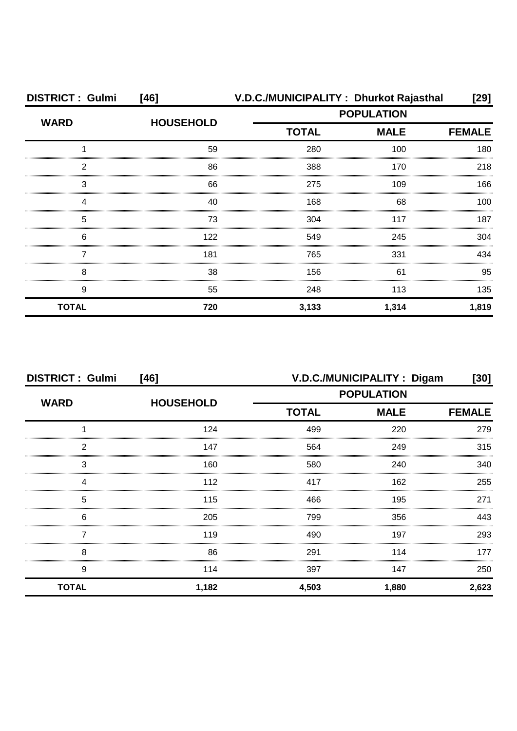**DISTRICT : Gulmi [46] V.D.C./MUNICIPALITY : Dhurkot Rajasthal [29]**

| WARD | HOUSEHOLD | POPULATION | | |
|---|---|---|---|---|
| | | TOTAL | MALE | FEMALE |
| 1 | 59 | 280 | 100 | 180 |
| 2 | 86 | 388 | 170 | 218 |
| 3 | 66 | 275 | 109 | 166 |
| 4 | 40 | 168 | 68 | 100 |
| 5 | 73 | 304 | 117 | 187 |
| 6 | 122 | 549 | 245 | 304 |
| 7 | 181 | 765 | 331 | 434 |
| 8 | 38 | 156 | 61 | 95 |
| 9 | 55 | 248 | 113 | 135 |
| **TOTAL** | **720** | **3,133** | **1,314** | **1,819** |

**DISTRICT : Gulmi [46] V.D.C./MUNICIPALITY : Digam [30]**

| WARD | HOUSEHOLD | POPULATION | | |
|---|---|---|---|---|
| | | TOTAL | MALE | FEMALE |
| 1 | 124 | 499 | 220 | 279 |
| 2 | 147 | 564 | 249 | 315 |
| 3 | 160 | 580 | 240 | 340 |
| 4 | 112 | 417 | 162 | 255 |
| 5 | 115 | 466 | 195 | 271 |
| 6 | 205 | 799 | 356 | 443 |
| 7 | 119 | 490 | 197 | 293 |
| 8 | 86 | 291 | 114 | 177 |
| 9 | 114 | 397 | 147 | 250 |
| **TOTAL** | **1,182** | **4,503** | **1,880** | **2,623** |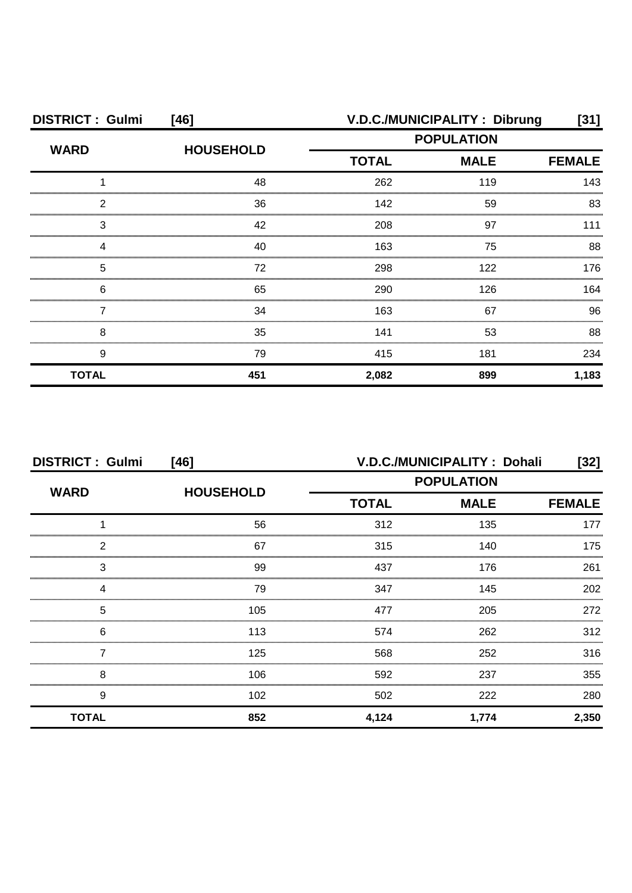**DISTRICT : Gulmi [46]** **V.D.C./MUNICIPALITY : Dibrung [31]**

| WARD | HOUSEHOLD | POPULATION | | |
|---|---|---|---|---|
| | | TOTAL | MALE | FEMALE |
| 1 | 48 | 262 | 119 | 143 |
| 2 | 36 | 142 | 59 | 83 |
| 3 | 42 | 208 | 97 | 111 |
| 4 | 40 | 163 | 75 | 88 |
| 5 | 72 | 298 | 122 | 176 |
| 6 | 65 | 290 | 126 | 164 |
| 7 | 34 | 163 | 67 | 96 |
| 8 | 35 | 141 | 53 | 88 |
| 9 | 79 | 415 | 181 | 234 |
| **TOTAL** | **451** | **2,082** | **899** | **1,183** |

**DISTRICT : Gulmi [46]** **V.D.C./MUNICIPALITY : Dohali [32]**

| WARD | HOUSEHOLD | POPULATION | | |
|---|---|---|---|---|
| | | TOTAL | MALE | FEMALE |
| 1 | 56 | 312 | 135 | 177 |
| 2 | 67 | 315 | 140 | 175 |
| 3 | 99 | 437 | 176 | 261 |
| 4 | 79 | 347 | 145 | 202 |
| 5 | 105 | 477 | 205 | 272 |
| 6 | 113 | 574 | 262 | 312 |
| 7 | 125 | 568 | 252 | 316 |
| 8 | 106 | 592 | 237 | 355 |
| 9 | 102 | 502 | 222 | 280 |
| **TOTAL** | **852** | **4,124** | **1,774** | **2,350** |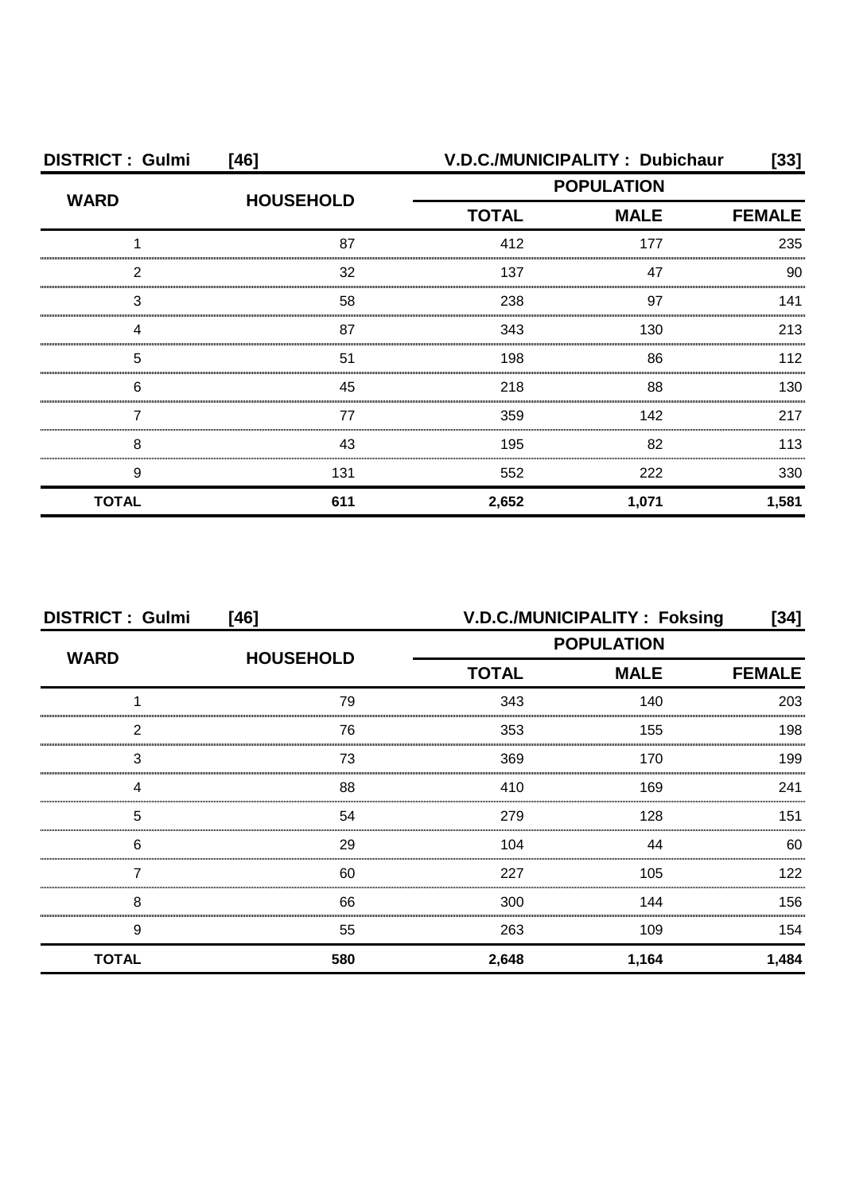**DISTRICT : Gulmi [46]** **V.D.C./MUNICIPALITY : Dubichaur [33]**

| WARD | HOUSEHOLD | POPULATION | | |
|---|---|---|---|---|
| | | TOTAL | MALE | FEMALE |
| 1 | 87 | 412 | 177 | 235 |
| 2 | 32 | 137 | 47 | 90 |
| 3 | 58 | 238 | 97 | 141 |
| 4 | 87 | 343 | 130 | 213 |
| 5 | 51 | 198 | 86 | 112 |
| 6 | 45 | 218 | 88 | 130 |
| 7 | 77 | 359 | 142 | 217 |
| 8 | 43 | 195 | 82 | 113 |
| 9 | 131 | 552 | 222 | 330 |
| **TOTAL** | **611** | **2,652** | **1,071** | **1,581** |

**DISTRICT : Gulmi [46]** **V.D.C./MUNICIPALITY : Foksing [34]**

| WARD | HOUSEHOLD | POPULATION | | |
|---|---|---|---|---|
| | | TOTAL | MALE | FEMALE |
| 1 | 79 | 343 | 140 | 203 |
| 2 | 76 | 353 | 155 | 198 |
| 3 | 73 | 369 | 170 | 199 |
| 4 | 88 | 410 | 169 | 241 |
| 5 | 54 | 279 | 128 | 151 |
| 6 | 29 | 104 | 44 | 60 |
| 7 | 60 | 227 | 105 | 122 |
| 8 | 66 | 300 | 144 | 156 |
| 9 | 55 | 263 | 109 | 154 |
| **TOTAL** | **580** | **2,648** | **1,164** | **1,484** |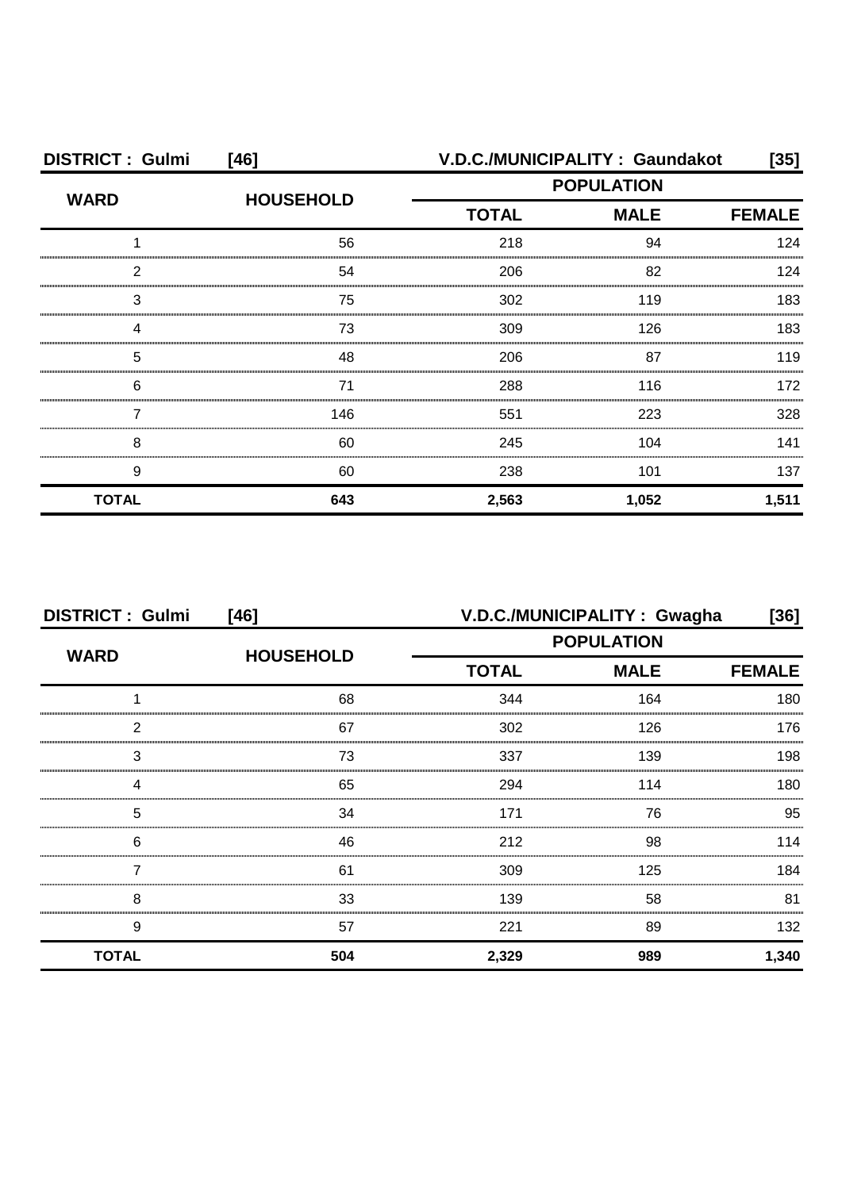**DISTRICT : Gulmi [46]** **V.D.C./MUNICIPALITY : Gaundakot [35]**

| WARD | HOUSEHOLD | POPULATION | | |
|---|---|---|---|---|
| | | TOTAL | MALE | FEMALE |
| 1 | 56 | 218 | 94 | 124 |
| 2 | 54 | 206 | 82 | 124 |
| 3 | 75 | 302 | 119 | 183 |
| 4 | 73 | 309 | 126 | 183 |
| 5 | 48 | 206 | 87 | 119 |
| 6 | 71 | 288 | 116 | 172 |
| 7 | 146 | 551 | 223 | 328 |
| 8 | 60 | 245 | 104 | 141 |
| 9 | 60 | 238 | 101 | 137 |
| **TOTAL** | **643** | **2,563** | **1,052** | **1,511** |

**DISTRICT : Gulmi [46]** **V.D.C./MUNICIPALITY : Gwagha [36]**

| WARD | HOUSEHOLD | POPULATION | | |
|---|---|---|---|---|
| | | TOTAL | MALE | FEMALE |
| 1 | 68 | 344 | 164 | 180 |
| 2 | 67 | 302 | 126 | 176 |
| 3 | 73 | 337 | 139 | 198 |
| 4 | 65 | 294 | 114 | 180 |
| 5 | 34 | 171 | 76 | 95 |
| 6 | 46 | 212 | 98 | 114 |
| 7 | 61 | 309 | 125 | 184 |
| 8 | 33 | 139 | 58 | 81 |
| 9 | 57 | 221 | 89 | 132 |
| **TOTAL** | **504** | **2,329** | **989** | **1,340** |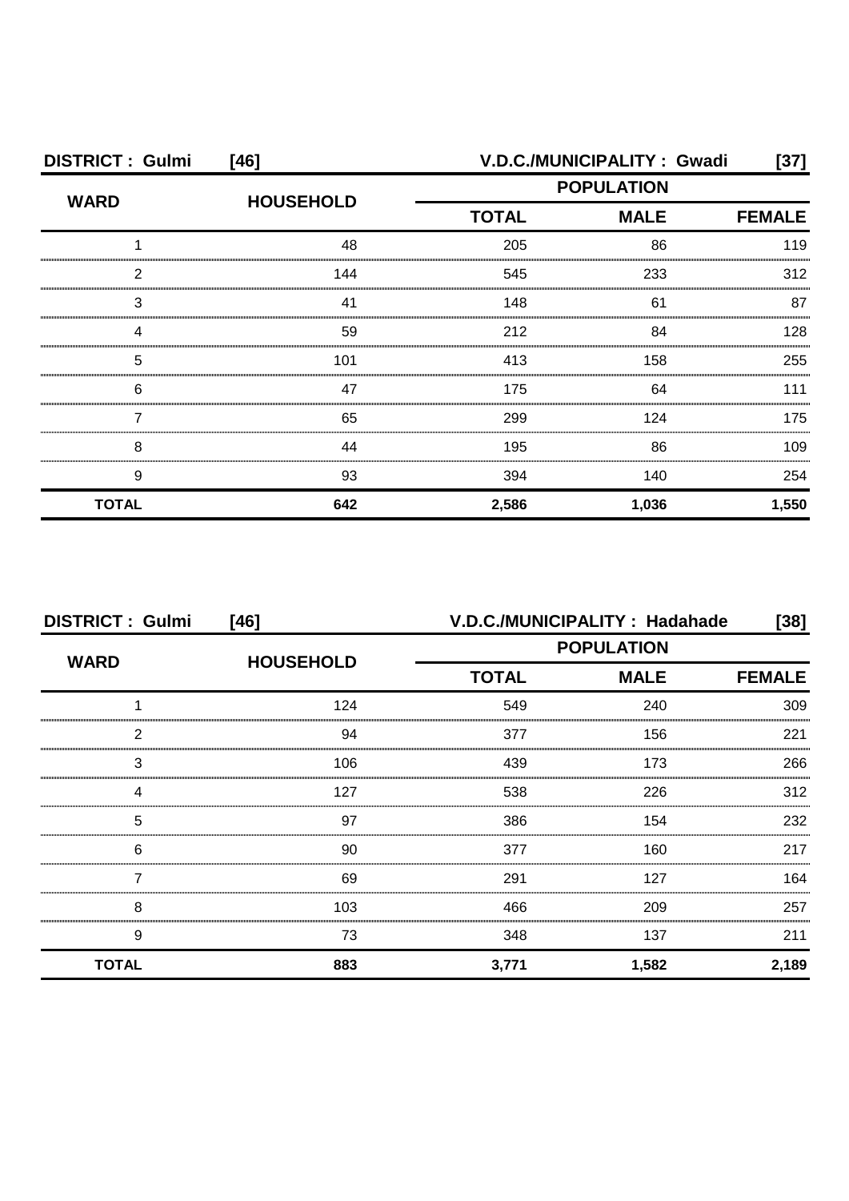**DISTRICT : Gulmi [46]** **V.D.C./MUNICIPALITY : Gwadi [37]**

| WARD | HOUSEHOLD | POPULATION | | |
|---|---|---|---|---|
| | | TOTAL | MALE | FEMALE |
| 1 | 48 | 205 | 86 | 119 |
| 2 | 144 | 545 | 233 | 312 |
| 3 | 41 | 148 | 61 | 87 |
| 4 | 59 | 212 | 84 | 128 |
| 5 | 101 | 413 | 158 | 255 |
| 6 | 47 | 175 | 64 | 111 |
| 7 | 65 | 299 | 124 | 175 |
| 8 | 44 | 195 | 86 | 109 |
| 9 | 93 | 394 | 140 | 254 |
| **TOTAL** | **642** | **2,586** | **1,036** | **1,550** |

**DISTRICT : Gulmi [46]** **V.D.C./MUNICIPALITY : Hadahade [38]**

| WARD | HOUSEHOLD | POPULATION | | |
|---|---|---|---|---|
| | | TOTAL | MALE | FEMALE |
| 1 | 124 | 549 | 240 | 309 |
| 2 | 94 | 377 | 156 | 221 |
| 3 | 106 | 439 | 173 | 266 |
| 4 | 127 | 538 | 226 | 312 |
| 5 | 97 | 386 | 154 | 232 |
| 6 | 90 | 377 | 160 | 217 |
| 7 | 69 | 291 | 127 | 164 |
| 8 | 103 | 466 | 209 | 257 |
| 9 | 73 | 348 | 137 | 211 |
| **TOTAL** | **883** | **3,771** | **1,582** | **2,189** |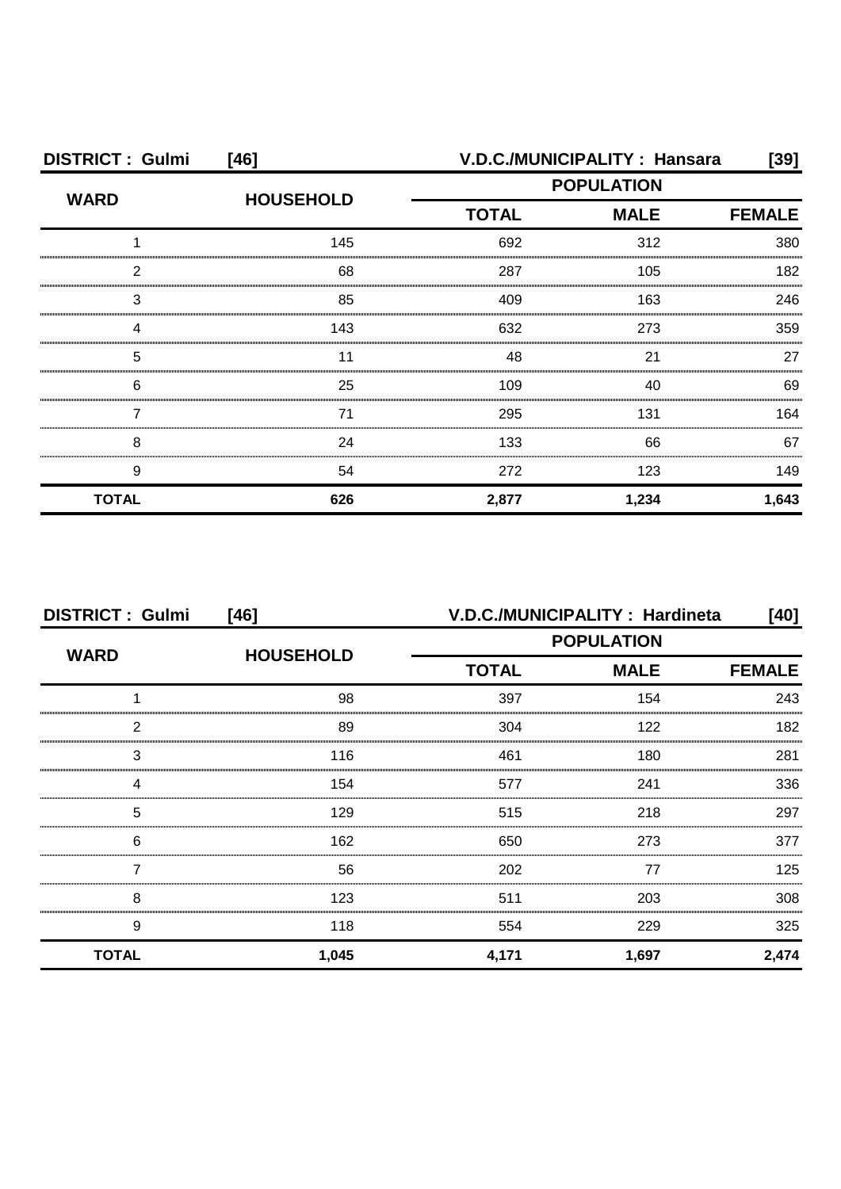**DISTRICT : Gulmi [46]** **V.D.C./MUNICIPALITY : Hansara [39]**

| WARD | HOUSEHOLD | POPULATION | | |
|---|---|---|---|---|
| | | TOTAL | MALE | FEMALE |
| 1 | 145 | 692 | 312 | 380 |
| 2 | 68 | 287 | 105 | 182 |
| 3 | 85 | 409 | 163 | 246 |
| 4 | 143 | 632 | 273 | 359 |
| 5 | 11 | 48 | 21 | 27 |
| 6 | 25 | 109 | 40 | 69 |
| 7 | 71 | 295 | 131 | 164 |
| 8 | 24 | 133 | 66 | 67 |
| 9 | 54 | 272 | 123 | 149 |
| **TOTAL** | **626** | **2,877** | **1,234** | **1,643** |

**DISTRICT : Gulmi [46]** **V.D.C./MUNICIPALITY : Hardineta [40]**

| WARD | HOUSEHOLD | POPULATION | | |
|---|---|---|---|---|
| | | TOTAL | MALE | FEMALE |
| 1 | 98 | 397 | 154 | 243 |
| 2 | 89 | 304 | 122 | 182 |
| 3 | 116 | 461 | 180 | 281 |
| 4 | 154 | 577 | 241 | 336 |
| 5 | 129 | 515 | 218 | 297 |
| 6 | 162 | 650 | 273 | 377 |
| 7 | 56 | 202 | 77 | 125 |
| 8 | 123 | 511 | 203 | 308 |
| 9 | 118 | 554 | 229 | 325 |
| **TOTAL** | **1,045** | **4,171** | **1,697** | **2,474** |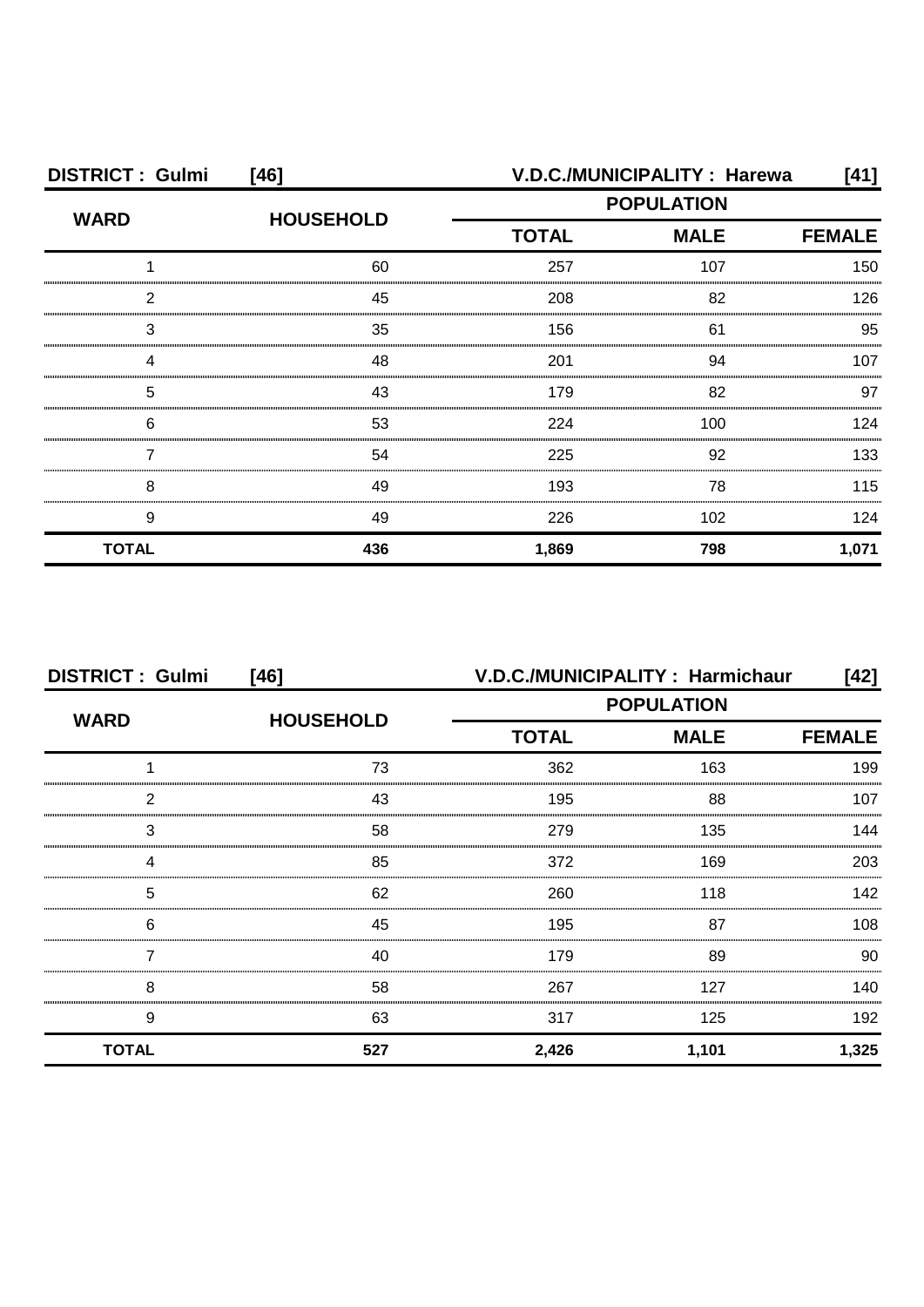| DISTRICT : Gulmi | [46] | V.D.C./MUNICIPALITY : Harewa | | [41] |
|---|---|---|---|---|
| WARD | HOUSEHOLD | POPULATION | | |
| | | TOTAL | MALE | FEMALE |
| 1 | 60 | 257 | 107 | 150 |
| 2 | 45 | 208 | 82 | 126 |
| 3 | 35 | 156 | 61 | 95 |
| 4 | 48 | 201 | 94 | 107 |
| 5 | 43 | 179 | 82 | 97 |
| 6 | 53 | 224 | 100 | 124 |
| 7 | 54 | 225 | 92 | 133 |
| 8 | 49 | 193 | 78 | 115 |
| 9 | 49 | 226 | 102 | 124 |
| **TOTAL** | **436** | **1,869** | **798** | **1,071** |

| DISTRICT : Gulmi | [46] | V.D.C./MUNICIPALITY : Harmichaur | | [42] |
|---|---|---|---|---|
| WARD | HOUSEHOLD | POPULATION | | |
| | | TOTAL | MALE | FEMALE |
| 1 | 73 | 362 | 163 | 199 |
| 2 | 43 | 195 | 88 | 107 |
| 3 | 58 | 279 | 135 | 144 |
| 4 | 85 | 372 | 169 | 203 |
| 5 | 62 | 260 | 118 | 142 |
| 6 | 45 | 195 | 87 | 108 |
| 7 | 40 | 179 | 89 | 90 |
| 8 | 58 | 267 | 127 | 140 |
| 9 | 63 | 317 | 125 | 192 |
| **TOTAL** | **527** | **2,426** | **1,101** | **1,325** |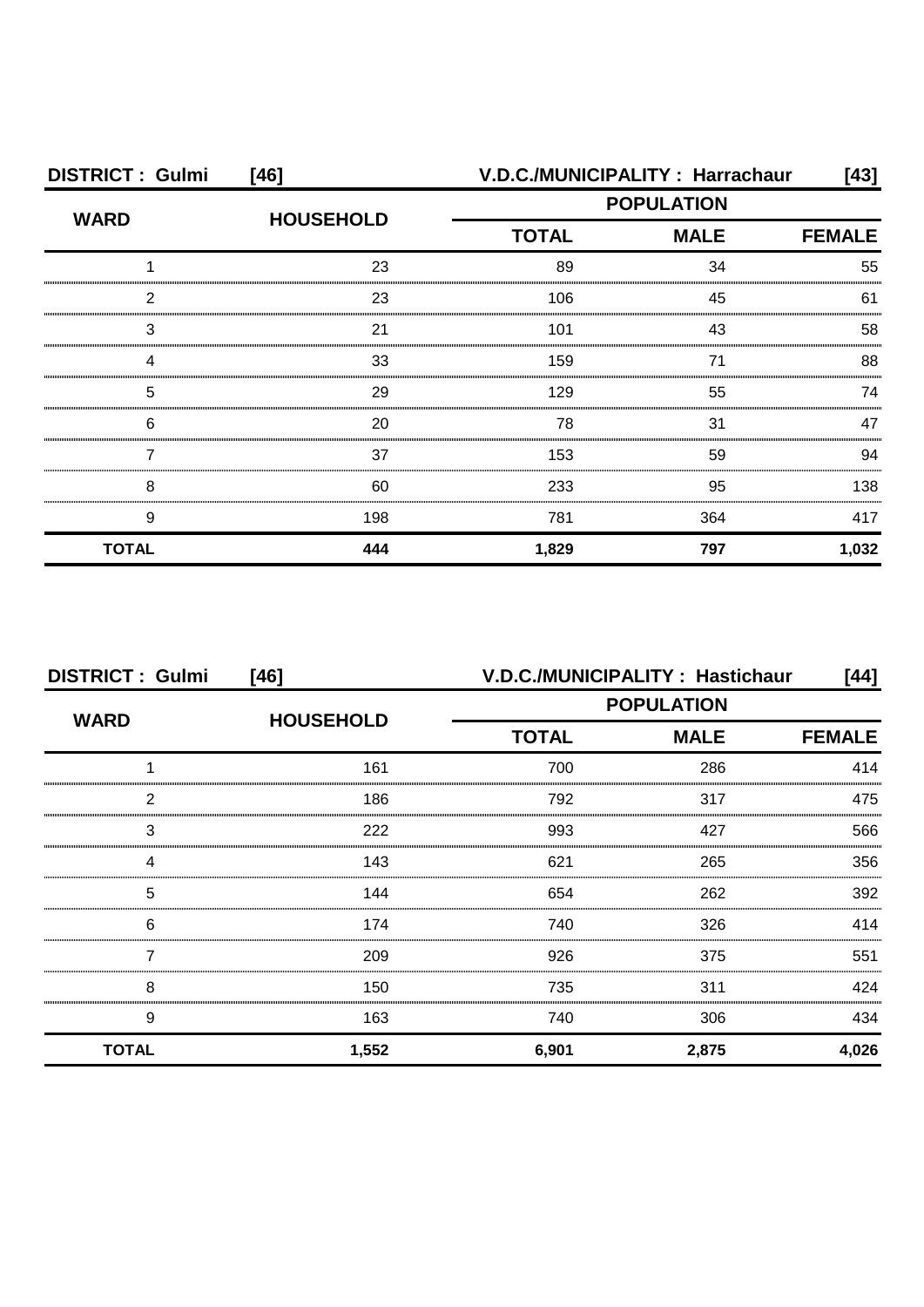**DISTRICT : Gulmi [46]** **V.D.C./MUNICIPALITY : Harrachaur [43]**

| WARD | HOUSEHOLD | POPULATION | | |
|---|---|---|---|---|
| | | TOTAL | MALE | FEMALE |
| 1 | 23 | 89 | 34 | 55 |
| 2 | 23 | 106 | 45 | 61 |
| 3 | 21 | 101 | 43 | 58 |
| 4 | 33 | 159 | 71 | 88 |
| 5 | 29 | 129 | 55 | 74 |
| 6 | 20 | 78 | 31 | 47 |
| 7 | 37 | 153 | 59 | 94 |
| 8 | 60 | 233 | 95 | 138 |
| 9 | 198 | 781 | 364 | 417 |
| **TOTAL** | **444** | **1,829** | **797** | **1,032** |

**DISTRICT : Gulmi [46]** **V.D.C./MUNICIPALITY : Hastichaur [44]**

| WARD | HOUSEHOLD | POPULATION | | |
|---|---|---|---|---|
| | | TOTAL | MALE | FEMALE |
| 1 | 161 | 700 | 286 | 414 |
| 2 | 186 | 792 | 317 | 475 |
| 3 | 222 | 993 | 427 | 566 |
| 4 | 143 | 621 | 265 | 356 |
| 5 | 144 | 654 | 262 | 392 |
| 6 | 174 | 740 | 326 | 414 |
| 7 | 209 | 926 | 375 | 551 |
| 8 | 150 | 735 | 311 | 424 |
| 9 | 163 | 740 | 306 | 434 |
| **TOTAL** | **1,552** | **6,901** | **2,875** | **4,026** |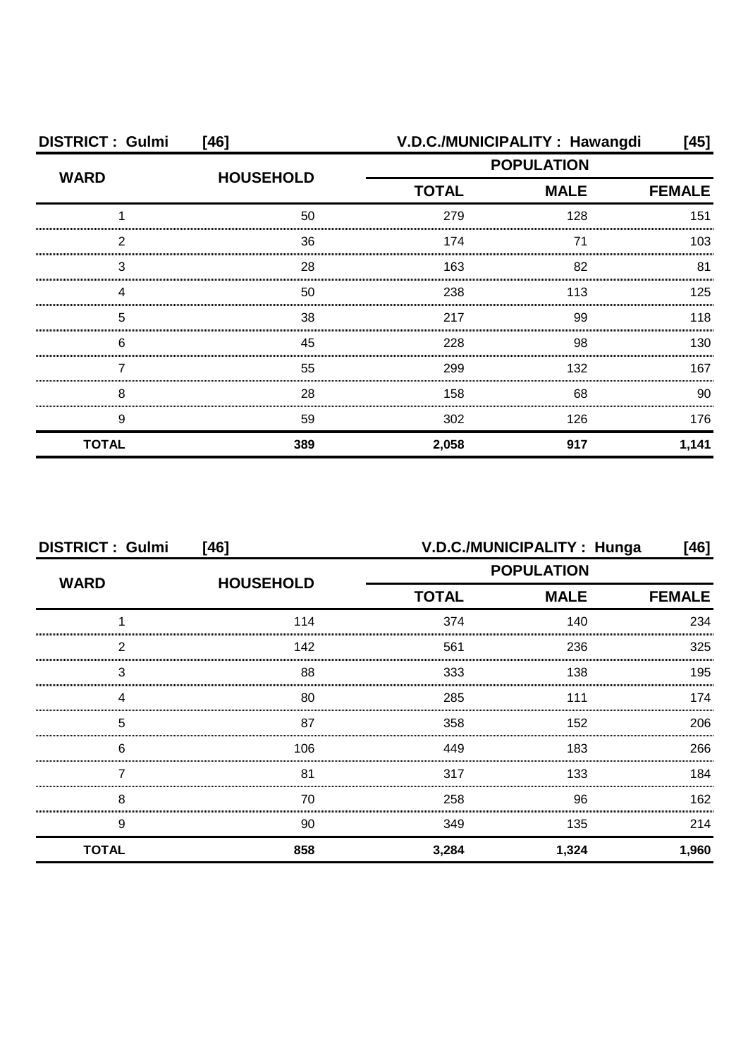**DISTRICT : Gulmi [46] V.D.C./MUNICIPALITY : Hawangdi [45]**

| WARD | HOUSEHOLD | POPULATION | | |
|---|---|---|---|---|
| | | TOTAL | MALE | FEMALE |
| 1 | 50 | 279 | 128 | 151 |
| 2 | 36 | 174 | 71 | 103 |
| 3 | 28 | 163 | 82 | 81 |
| 4 | 50 | 238 | 113 | 125 |
| 5 | 38 | 217 | 99 | 118 |
| 6 | 45 | 228 | 98 | 130 |
| 7 | 55 | 299 | 132 | 167 |
| 8 | 28 | 158 | 68 | 90 |
| 9 | 59 | 302 | 126 | 176 |
| **TOTAL** | **389** | **2,058** | **917** | **1,141** |

**DISTRICT : Gulmi [46] V.D.C./MUNICIPALITY : Hunga [46]**

| WARD | HOUSEHOLD | POPULATION | | |
|---|---|---|---|---|
| | | TOTAL | MALE | FEMALE |
| 1 | 114 | 374 | 140 | 234 |
| 2 | 142 | 561 | 236 | 325 |
| 3 | 88 | 333 | 138 | 195 |
| 4 | 80 | 285 | 111 | 174 |
| 5 | 87 | 358 | 152 | 206 |
| 6 | 106 | 449 | 183 | 266 |
| 7 | 81 | 317 | 133 | 184 |
| 8 | 70 | 258 | 96 | 162 |
| 9 | 90 | 349 | 135 | 214 |
| **TOTAL** | **858** | **3,284** | **1,324** | **1,960** |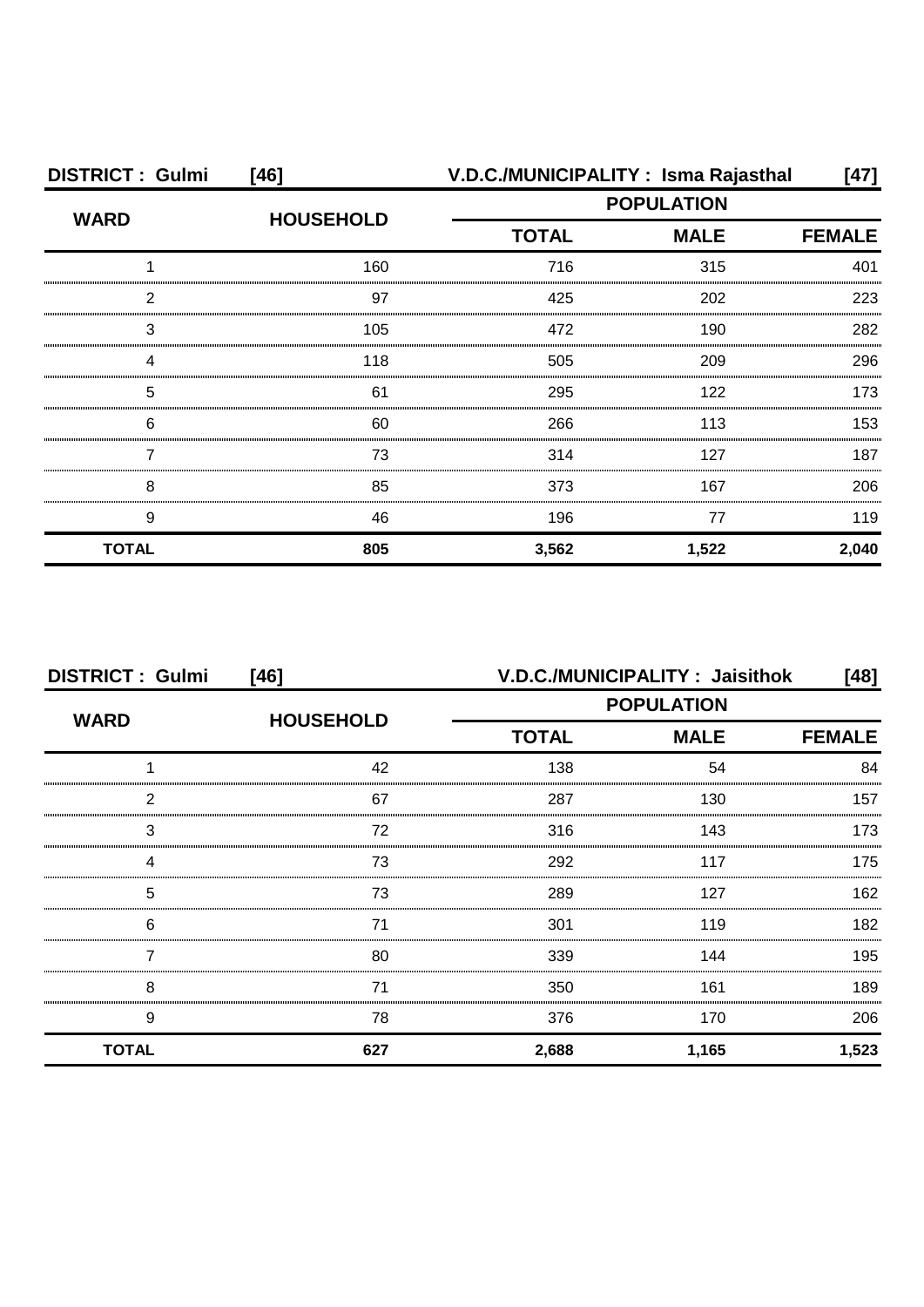| DISTRICT : Gulmi [46] | | V.D.C./MUNICIPALITY : Isma Rajasthal [47] | | |
|---|---|---|---|---|
| WARD | HOUSEHOLD | POPULATION | | |
| | | TOTAL | MALE | FEMALE |
| 1 | 160 | 716 | 315 | 401 |
| 2 | 97 | 425 | 202 | 223 |
| 3 | 105 | 472 | 190 | 282 |
| 4 | 118 | 505 | 209 | 296 |
| 5 | 61 | 295 | 122 | 173 |
| 6 | 60 | 266 | 113 | 153 |
| 7 | 73 | 314 | 127 | 187 |
| 8 | 85 | 373 | 167 | 206 |
| 9 | 46 | 196 | 77 | 119 |
| **TOTAL** | **805** | **3,562** | **1,522** | **2,040** |

| DISTRICT : Gulmi [46] | | V.D.C./MUNICIPALITY : Jaisithok [48] | | |
|---|---|---|---|---|
| WARD | HOUSEHOLD | POPULATION | | |
| | | TOTAL | MALE | FEMALE |
| 1 | 42 | 138 | 54 | 84 |
| 2 | 67 | 287 | 130 | 157 |
| 3 | 72 | 316 | 143 | 173 |
| 4 | 73 | 292 | 117 | 175 |
| 5 | 73 | 289 | 127 | 162 |
| 6 | 71 | 301 | 119 | 182 |
| 7 | 80 | 339 | 144 | 195 |
| 8 | 71 | 350 | 161 | 189 |
| 9 | 78 | 376 | 170 | 206 |
| **TOTAL** | **627** | **2,688** | **1,165** | **1,523** |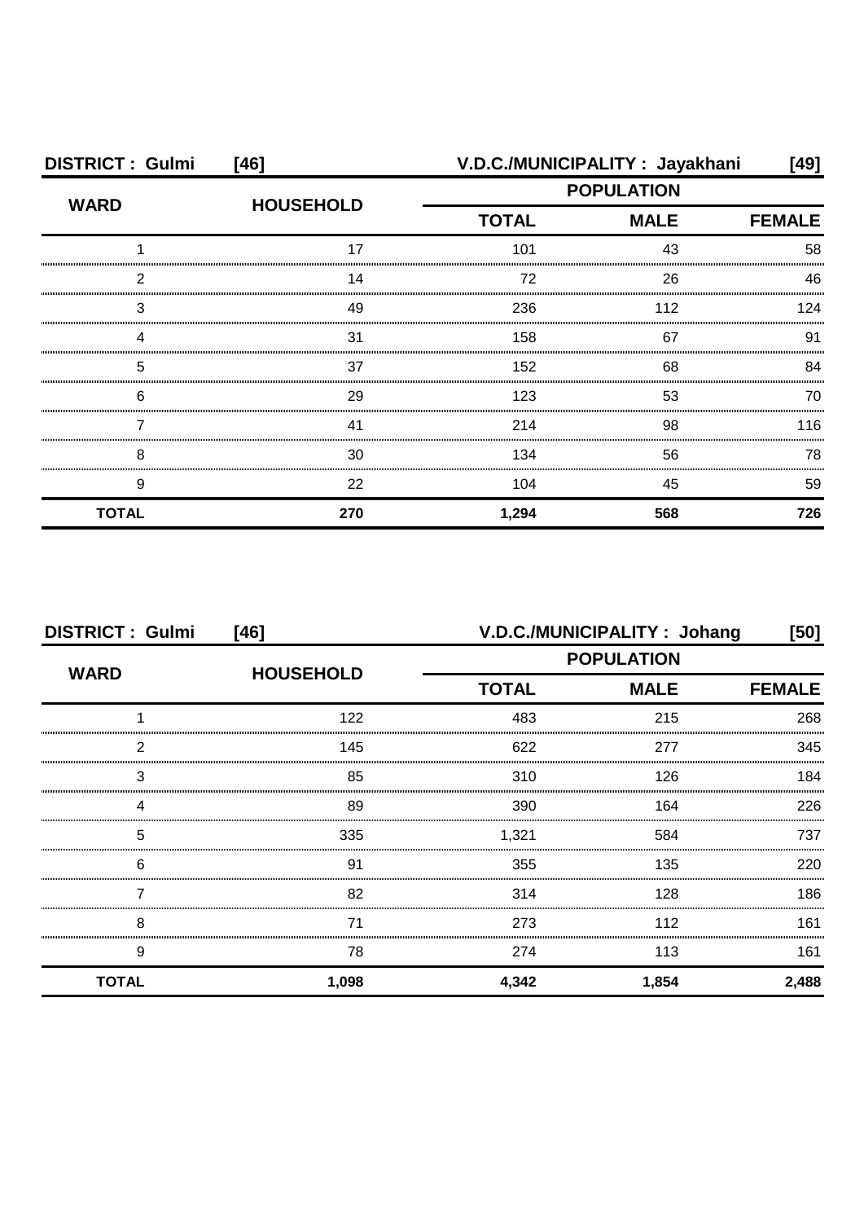**DISTRICT : Gulmi [46]** **V.D.C./MUNICIPALITY : Jayakhani [49]**

| WARD | HOUSEHOLD | POPULATION | | |
|---|---|---|---|---|
| | | TOTAL | MALE | FEMALE |
| 1 | 17 | 101 | 43 | 58 |
| 2 | 14 | 72 | 26 | 46 |
| 3 | 49 | 236 | 112 | 124 |
| 4 | 31 | 158 | 67 | 91 |
| 5 | 37 | 152 | 68 | 84 |
| 6 | 29 | 123 | 53 | 70 |
| 7 | 41 | 214 | 98 | 116 |
| 8 | 30 | 134 | 56 | 78 |
| 9 | 22 | 104 | 45 | 59 |
| **TOTAL** | **270** | **1,294** | **568** | **726** |

**DISTRICT : Gulmi [46]** **V.D.C./MUNICIPALITY : Johang [50]**

| WARD | HOUSEHOLD | POPULATION | | |
|---|---|---|---|---|
| | | TOTAL | MALE | FEMALE |
| 1 | 122 | 483 | 215 | 268 |
| 2 | 145 | 622 | 277 | 345 |
| 3 | 85 | 310 | 126 | 184 |
| 4 | 89 | 390 | 164 | 226 |
| 5 | 335 | 1,321 | 584 | 737 |
| 6 | 91 | 355 | 135 | 220 |
| 7 | 82 | 314 | 128 | 186 |
| 8 | 71 | 273 | 112 | 161 |
| 9 | 78 | 274 | 113 | 161 |
| **TOTAL** | **1,098** | **4,342** | **1,854** | **2,488** |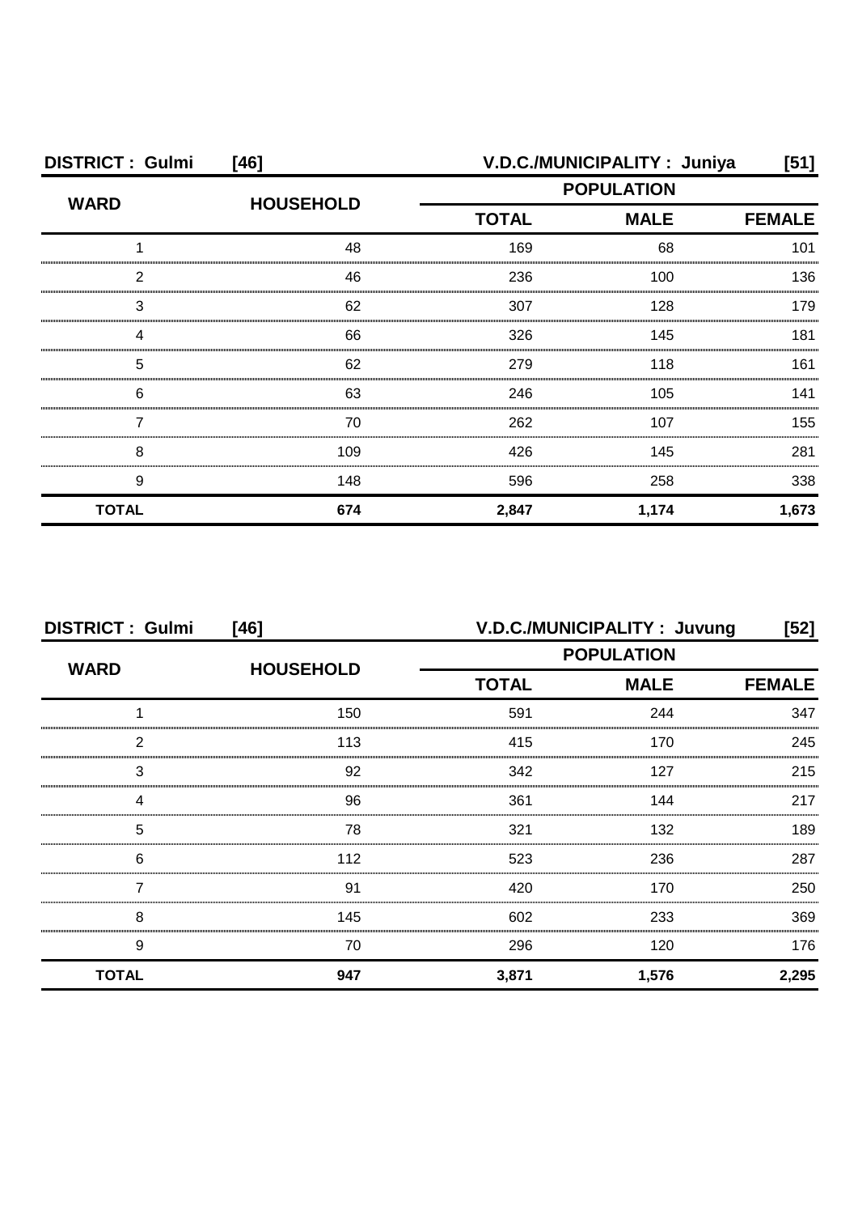**DISTRICT : Gulmi [46] V.D.C./MUNICIPALITY : Juniya [51]**

| WARD | HOUSEHOLD | POPULATION | | |
|---|---|---|---|---|
| | | TOTAL | MALE | FEMALE |
| 1 | 48 | 169 | 68 | 101 |
| 2 | 46 | 236 | 100 | 136 |
| 3 | 62 | 307 | 128 | 179 |
| 4 | 66 | 326 | 145 | 181 |
| 5 | 62 | 279 | 118 | 161 |
| 6 | 63 | 246 | 105 | 141 |
| 7 | 70 | 262 | 107 | 155 |
| 8 | 109 | 426 | 145 | 281 |
| 9 | 148 | 596 | 258 | 338 |
| **TOTAL** | **674** | **2,847** | **1,174** | **1,673** |

**DISTRICT : Gulmi [46] V.D.C./MUNICIPALITY : Juvung [52]**

| WARD | HOUSEHOLD | POPULATION | | |
|---|---|---|---|---|
| | | TOTAL | MALE | FEMALE |
| 1 | 150 | 591 | 244 | 347 |
| 2 | 113 | 415 | 170 | 245 |
| 3 | 92 | 342 | 127 | 215 |
| 4 | 96 | 361 | 144 | 217 |
| 5 | 78 | 321 | 132 | 189 |
| 6 | 112 | 523 | 236 | 287 |
| 7 | 91 | 420 | 170 | 250 |
| 8 | 145 | 602 | 233 | 369 |
| 9 | 70 | 296 | 120 | 176 |
| **TOTAL** | **947** | **3,871** | **1,576** | **2,295** |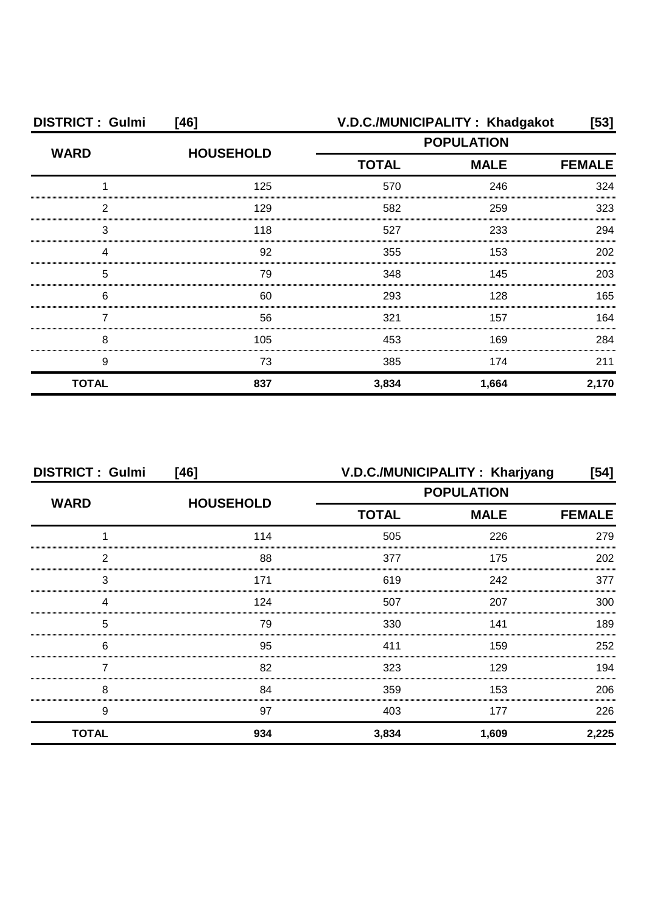**DISTRICT : Gulmi [46]** **V.D.C./MUNICIPALITY : Khadgakot [53]**

| WARD | HOUSEHOLD | POPULATION | | |
|---|---|---|---|---|
| | | TOTAL | MALE | FEMALE |
| 1 | 125 | 570 | 246 | 324 |
| 2 | 129 | 582 | 259 | 323 |
| 3 | 118 | 527 | 233 | 294 |
| 4 | 92 | 355 | 153 | 202 |
| 5 | 79 | 348 | 145 | 203 |
| 6 | 60 | 293 | 128 | 165 |
| 7 | 56 | 321 | 157 | 164 |
| 8 | 105 | 453 | 169 | 284 |
| 9 | 73 | 385 | 174 | 211 |
| **TOTAL** | **837** | **3,834** | **1,664** | **2,170** |

**DISTRICT : Gulmi [46]** **V.D.C./MUNICIPALITY : Kharjyang [54]**

| WARD | HOUSEHOLD | POPULATION | | |
|---|---|---|---|---|
| | | TOTAL | MALE | FEMALE |
| 1 | 114 | 505 | 226 | 279 |
| 2 | 88 | 377 | 175 | 202 |
| 3 | 171 | 619 | 242 | 377 |
| 4 | 124 | 507 | 207 | 300 |
| 5 | 79 | 330 | 141 | 189 |
| 6 | 95 | 411 | 159 | 252 |
| 7 | 82 | 323 | 129 | 194 |
| 8 | 84 | 359 | 153 | 206 |
| 9 | 97 | 403 | 177 | 226 |
| **TOTAL** | **934** | **3,834** | **1,609** | **2,225** |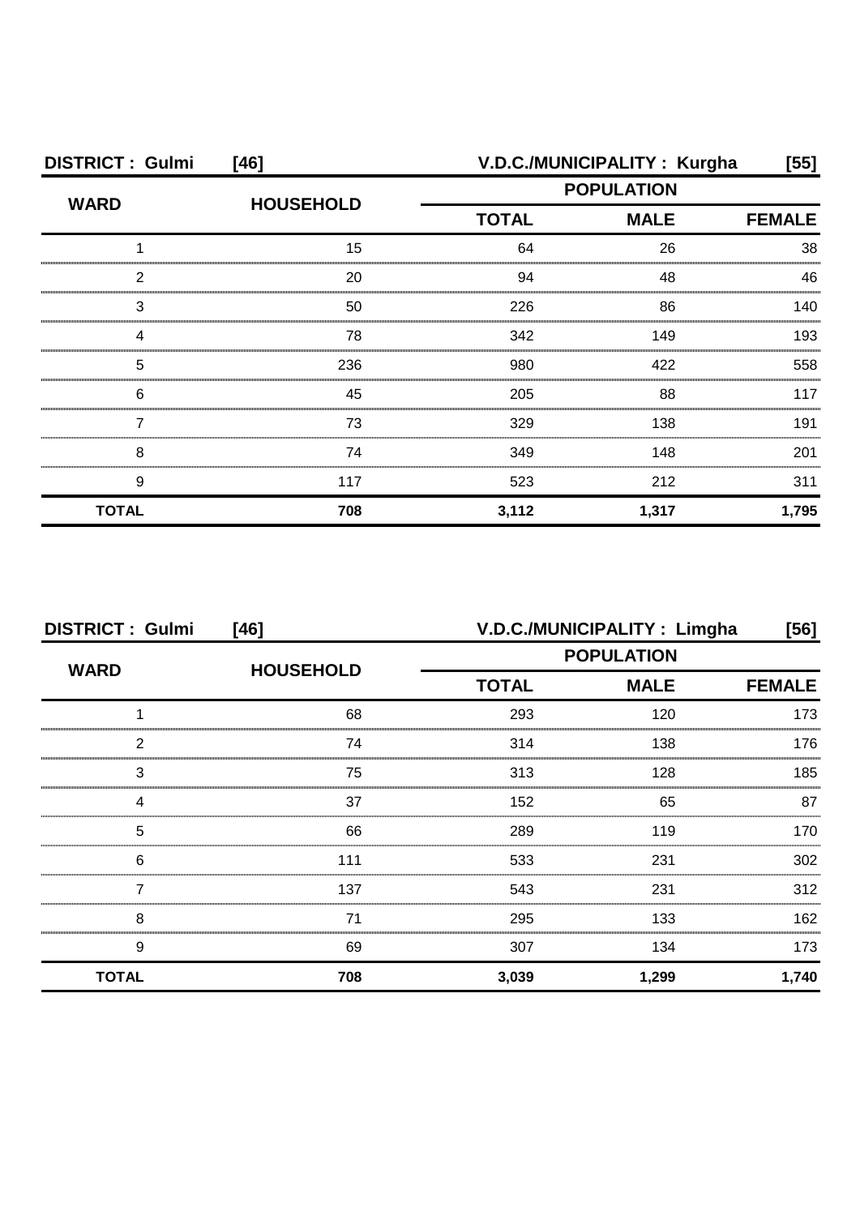| DISTRICT : Gulmi | [46] | V.D.C./MUNICIPALITY : Kurgha | | [55] |
|---|---|---|---|---|
| WARD | HOUSEHOLD | POPULATION | | |
| | | TOTAL | MALE | FEMALE |
| 1 | 15 | 64 | 26 | 38 |
| 2 | 20 | 94 | 48 | 46 |
| 3 | 50 | 226 | 86 | 140 |
| 4 | 78 | 342 | 149 | 193 |
| 5 | 236 | 980 | 422 | 558 |
| 6 | 45 | 205 | 88 | 117 |
| 7 | 73 | 329 | 138 | 191 |
| 8 | 74 | 349 | 148 | 201 |
| 9 | 117 | 523 | 212 | 311 |
| **TOTAL** | **708** | **3,112** | **1,317** | **1,795** |

| DISTRICT : Gulmi | [46] | V.D.C./MUNICIPALITY : Limgha | | [56] |
|---|---|---|---|---|
| WARD | HOUSEHOLD | POPULATION | | |
| | | TOTAL | MALE | FEMALE |
| 1 | 68 | 293 | 120 | 173 |
| 2 | 74 | 314 | 138 | 176 |
| 3 | 75 | 313 | 128 | 185 |
| 4 | 37 | 152 | 65 | 87 |
| 5 | 66 | 289 | 119 | 170 |
| 6 | 111 | 533 | 231 | 302 |
| 7 | 137 | 543 | 231 | 312 |
| 8 | 71 | 295 | 133 | 162 |
| 9 | 69 | 307 | 134 | 173 |
| **TOTAL** | **708** | **3,039** | **1,299** | **1,740** |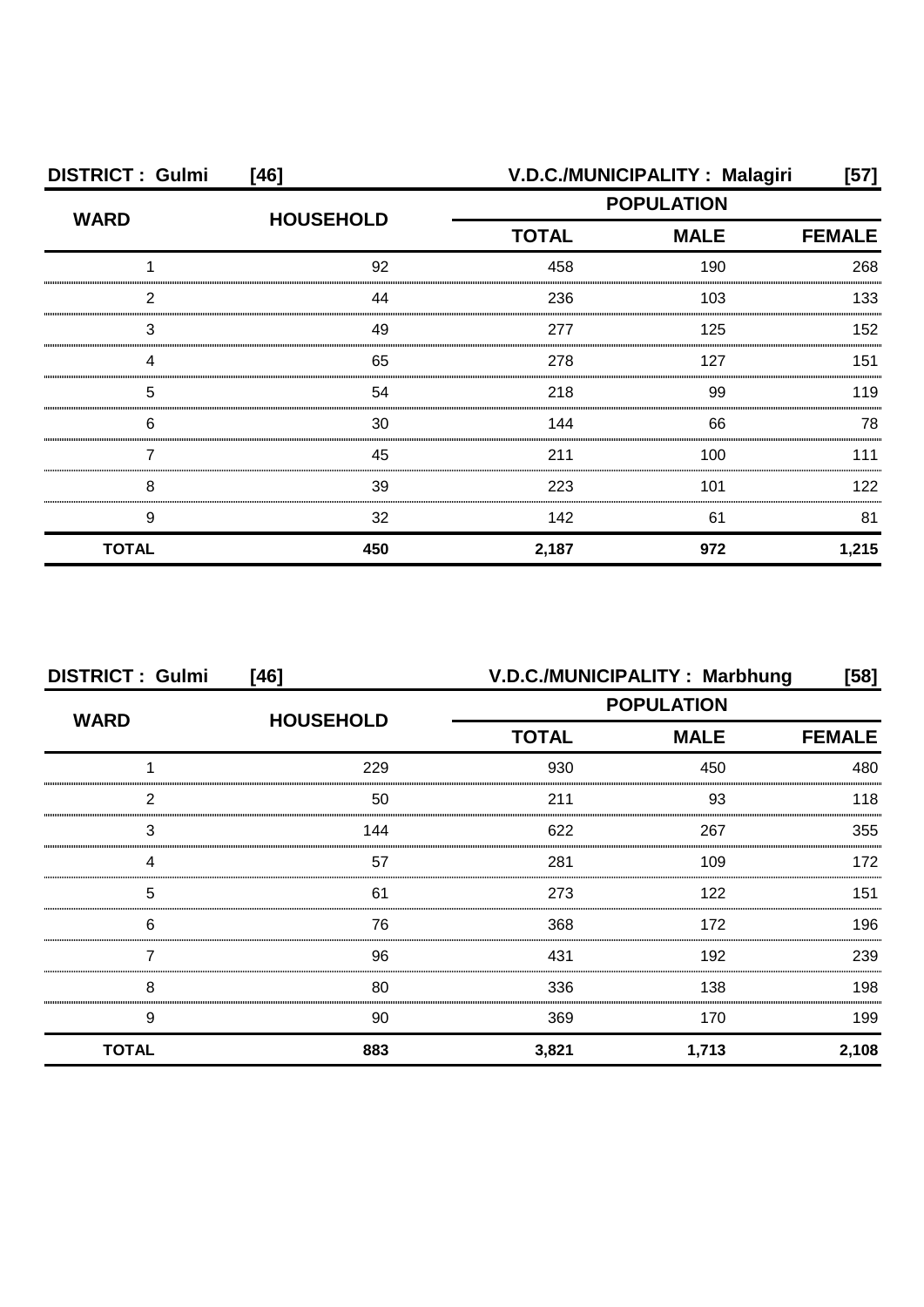**DISTRICT : Gulmi [46] V.D.C./MUNICIPALITY : Malagiri [57]**

| WARD | HOUSEHOLD | POPULATION | | |
|---|---|---|---|---|
| | | TOTAL | MALE | FEMALE |
| 1 | 92 | 458 | 190 | 268 |
| 2 | 44 | 236 | 103 | 133 |
| 3 | 49 | 277 | 125 | 152 |
| 4 | 65 | 278 | 127 | 151 |
| 5 | 54 | 218 | 99 | 119 |
| 6 | 30 | 144 | 66 | 78 |
| 7 | 45 | 211 | 100 | 111 |
| 8 | 39 | 223 | 101 | 122 |
| 9 | 32 | 142 | 61 | 81 |
| **TOTAL** | **450** | **2,187** | **972** | **1,215** |

**DISTRICT : Gulmi [46] V.D.C./MUNICIPALITY : Marbhung [58]**

| WARD | HOUSEHOLD | POPULATION | | |
|---|---|---|---|---|
| | | TOTAL | MALE | FEMALE |
| 1 | 229 | 930 | 450 | 480 |
| 2 | 50 | 211 | 93 | 118 |
| 3 | 144 | 622 | 267 | 355 |
| 4 | 57 | 281 | 109 | 172 |
| 5 | 61 | 273 | 122 | 151 |
| 6 | 76 | 368 | 172 | 196 |
| 7 | 96 | 431 | 192 | 239 |
| 8 | 80 | 336 | 138 | 198 |
| 9 | 90 | 369 | 170 | 199 |
| **TOTAL** | **883** | **3,821** | **1,713** | **2,108** |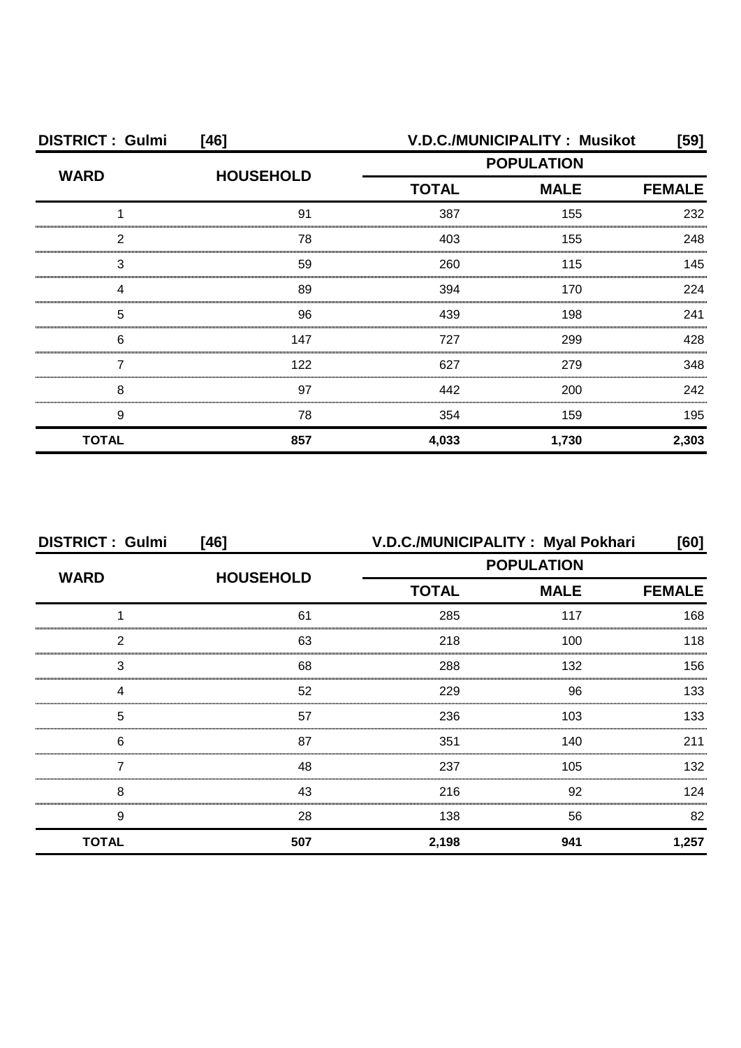**DISTRICT : Gulmi [46] V.D.C./MUNICIPALITY : Musikot [59]**

| WARD | HOUSEHOLD | POPULATION | | |
|---|---|---|---|---|
| | | TOTAL | MALE | FEMALE |
| 1 | 91 | 387 | 155 | 232 |
| 2 | 78 | 403 | 155 | 248 |
| 3 | 59 | 260 | 115 | 145 |
| 4 | 89 | 394 | 170 | 224 |
| 5 | 96 | 439 | 198 | 241 |
| 6 | 147 | 727 | 299 | 428 |
| 7 | 122 | 627 | 279 | 348 |
| 8 | 97 | 442 | 200 | 242 |
| 9 | 78 | 354 | 159 | 195 |
| **TOTAL** | **857** | **4,033** | **1,730** | **2,303** |

**DISTRICT : Gulmi [46] V.D.C./MUNICIPALITY : Myal Pokhari [60]**

| WARD | HOUSEHOLD | POPULATION | | |
|---|---|---|---|---|
| | | TOTAL | MALE | FEMALE |
| 1 | 61 | 285 | 117 | 168 |
| 2 | 63 | 218 | 100 | 118 |
| 3 | 68 | 288 | 132 | 156 |
| 4 | 52 | 229 | 96 | 133 |
| 5 | 57 | 236 | 103 | 133 |
| 6 | 87 | 351 | 140 | 211 |
| 7 | 48 | 237 | 105 | 132 |
| 8 | 43 | 216 | 92 | 124 |
| 9 | 28 | 138 | 56 | 82 |
| **TOTAL** | **507** | **2,198** | **941** | **1,257** |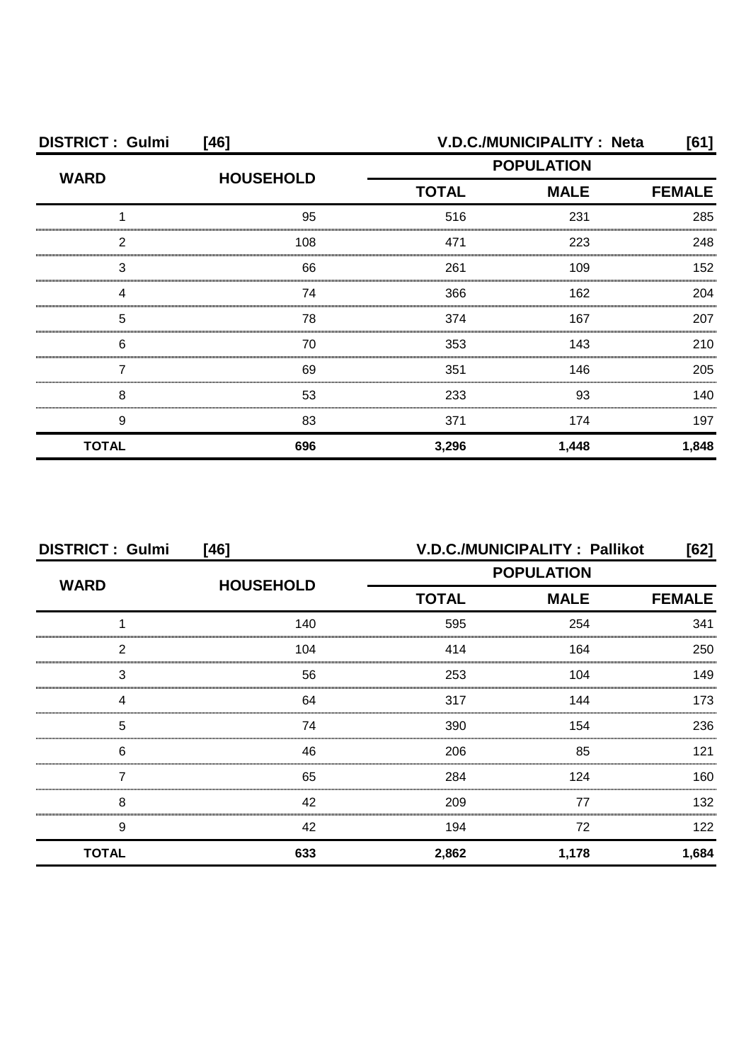**DISTRICT : Gulmi [46]** **V.D.C./MUNICIPALITY : Neta [61]**

| WARD | HOUSEHOLD | POPULATION | | |
|---|---|---|---|---|
| | | **TOTAL** | **MALE** | **FEMALE** |
| 1 | 95 | 516 | 231 | 285 |
| 2 | 108 | 471 | 223 | 248 |
| 3 | 66 | 261 | 109 | 152 |
| 4 | 74 | 366 | 162 | 204 |
| 5 | 78 | 374 | 167 | 207 |
| 6 | 70 | 353 | 143 | 210 |
| 7 | 69 | 351 | 146 | 205 |
| 8 | 53 | 233 | 93 | 140 |
| 9 | 83 | 371 | 174 | 197 |
| **TOTAL** | **696** | **3,296** | **1,448** | **1,848** |

**DISTRICT : Gulmi [46]** **V.D.C./MUNICIPALITY : Pallikot [62]**

| WARD | HOUSEHOLD | POPULATION | | |
|---|---|---|---|---|
| | | **TOTAL** | **MALE** | **FEMALE** |
| 1 | 140 | 595 | 254 | 341 |
| 2 | 104 | 414 | 164 | 250 |
| 3 | 56 | 253 | 104 | 149 |
| 4 | 64 | 317 | 144 | 173 |
| 5 | 74 | 390 | 154 | 236 |
| 6 | 46 | 206 | 85 | 121 |
| 7 | 65 | 284 | 124 | 160 |
| 8 | 42 | 209 | 77 | 132 |
| 9 | 42 | 194 | 72 | 122 |
| **TOTAL** | **633** | **2,862** | **1,178** | **1,684** |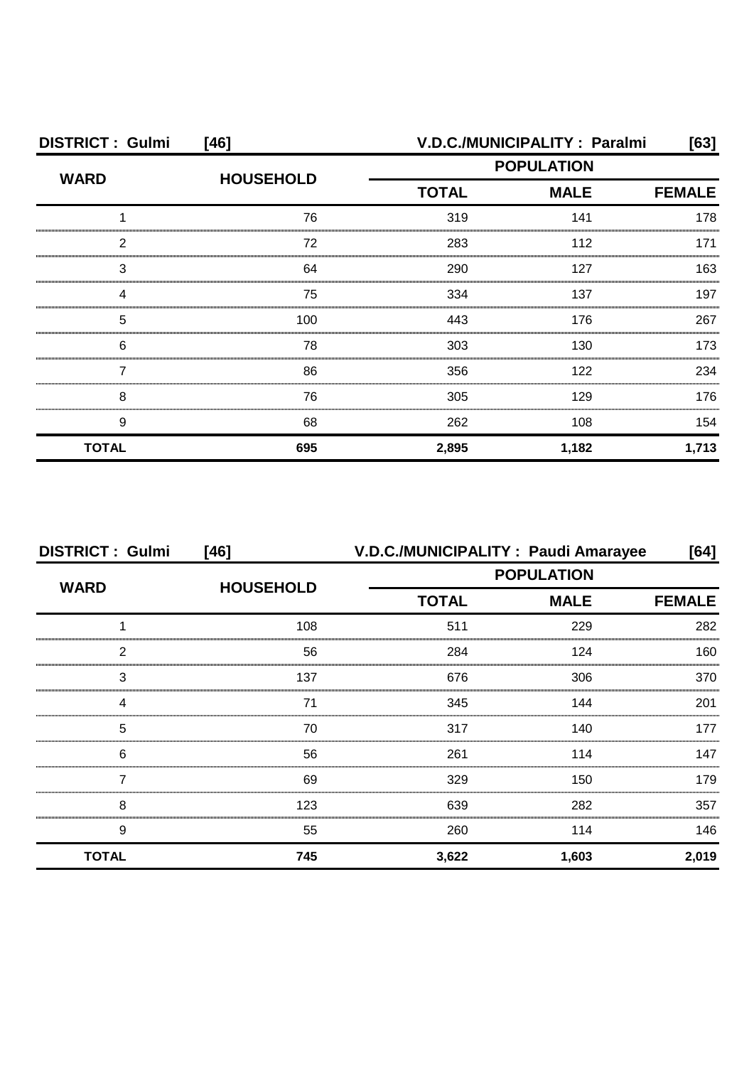**DISTRICT : Gulmi [46]** **V.D.C./MUNICIPALITY : Paralmi [63]**

| WARD | HOUSEHOLD | POPULATION | | |
|---|---|---|---|---|
| | | TOTAL | MALE | FEMALE |
| 1 | 76 | 319 | 141 | 178 |
| 2 | 72 | 283 | 112 | 171 |
| 3 | 64 | 290 | 127 | 163 |
| 4 | 75 | 334 | 137 | 197 |
| 5 | 100 | 443 | 176 | 267 |
| 6 | 78 | 303 | 130 | 173 |
| 7 | 86 | 356 | 122 | 234 |
| 8 | 76 | 305 | 129 | 176 |
| 9 | 68 | 262 | 108 | 154 |
| **TOTAL** | **695** | **2,895** | **1,182** | **1,713** |

**DISTRICT : Gulmi [46]** **V.D.C./MUNICIPALITY : Paudi Amarayee [64]**

| WARD | HOUSEHOLD | POPULATION | | |
|---|---|---|---|---|
| | | TOTAL | MALE | FEMALE |
| 1 | 108 | 511 | 229 | 282 |
| 2 | 56 | 284 | 124 | 160 |
| 3 | 137 | 676 | 306 | 370 |
| 4 | 71 | 345 | 144 | 201 |
| 5 | 70 | 317 | 140 | 177 |
| 6 | 56 | 261 | 114 | 147 |
| 7 | 69 | 329 | 150 | 179 |
| 8 | 123 | 639 | 282 | 357 |
| 9 | 55 | 260 | 114 | 146 |
| **TOTAL** | **745** | **3,622** | **1,603** | **2,019** |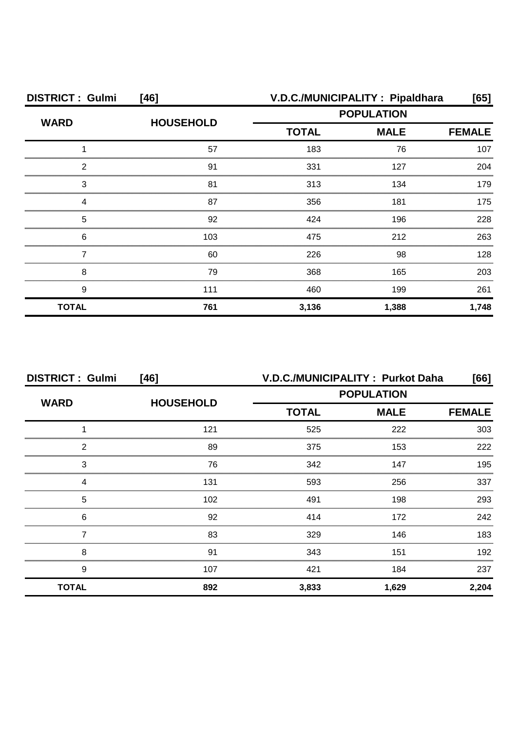**DISTRICT : Gulmi [46]** **V.D.C./MUNICIPALITY : Pipaldhara [65]**

| WARD | HOUSEHOLD | POPULATION | | |
|---|---|---|---|---|
| | | TOTAL | MALE | FEMALE |
| 1 | 57 | 183 | 76 | 107 |
| 2 | 91 | 331 | 127 | 204 |
| 3 | 81 | 313 | 134 | 179 |
| 4 | 87 | 356 | 181 | 175 |
| 5 | 92 | 424 | 196 | 228 |
| 6 | 103 | 475 | 212 | 263 |
| 7 | 60 | 226 | 98 | 128 |
| 8 | 79 | 368 | 165 | 203 |
| 9 | 111 | 460 | 199 | 261 |
| **TOTAL** | **761** | **3,136** | **1,388** | **1,748** |

**DISTRICT : Gulmi [46]** **V.D.C./MUNICIPALITY : Purkot Daha [66]**

| WARD | HOUSEHOLD | POPULATION | | |
|---|---|---|---|---|
| | | TOTAL | MALE | FEMALE |
| 1 | 121 | 525 | 222 | 303 |
| 2 | 89 | 375 | 153 | 222 |
| 3 | 76 | 342 | 147 | 195 |
| 4 | 131 | 593 | 256 | 337 |
| 5 | 102 | 491 | 198 | 293 |
| 6 | 92 | 414 | 172 | 242 |
| 7 | 83 | 329 | 146 | 183 |
| 8 | 91 | 343 | 151 | 192 |
| 9 | 107 | 421 | 184 | 237 |
| **TOTAL** | **892** | **3,833** | **1,629** | **2,204** |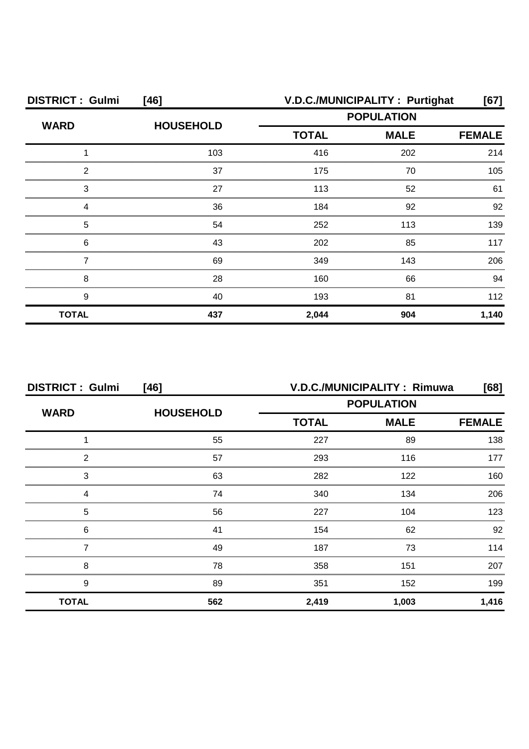**DISTRICT : Gulmi [46]** **V.D.C./MUNICIPALITY : Purtighat [67]**

| WARD | HOUSEHOLD | POPULATION | | |
|---|---|---|---|---|
| | | TOTAL | MALE | FEMALE |
| 1 | 103 | 416 | 202 | 214 |
| 2 | 37 | 175 | 70 | 105 |
| 3 | 27 | 113 | 52 | 61 |
| 4 | 36 | 184 | 92 | 92 |
| 5 | 54 | 252 | 113 | 139 |
| 6 | 43 | 202 | 85 | 117 |
| 7 | 69 | 349 | 143 | 206 |
| 8 | 28 | 160 | 66 | 94 |
| 9 | 40 | 193 | 81 | 112 |
| **TOTAL** | **437** | **2,044** | **904** | **1,140** |

**DISTRICT : Gulmi [46]** **V.D.C./MUNICIPALITY : Rimuwa [68]**

| WARD | HOUSEHOLD | POPULATION | | |
|---|---|---|---|---|
| | | TOTAL | MALE | FEMALE |
| 1 | 55 | 227 | 89 | 138 |
| 2 | 57 | 293 | 116 | 177 |
| 3 | 63 | 282 | 122 | 160 |
| 4 | 74 | 340 | 134 | 206 |
| 5 | 56 | 227 | 104 | 123 |
| 6 | 41 | 154 | 62 | 92 |
| 7 | 49 | 187 | 73 | 114 |
| 8 | 78 | 358 | 151 | 207 |
| 9 | 89 | 351 | 152 | 199 |
| **TOTAL** | **562** | **2,419** | **1,003** | **1,416** |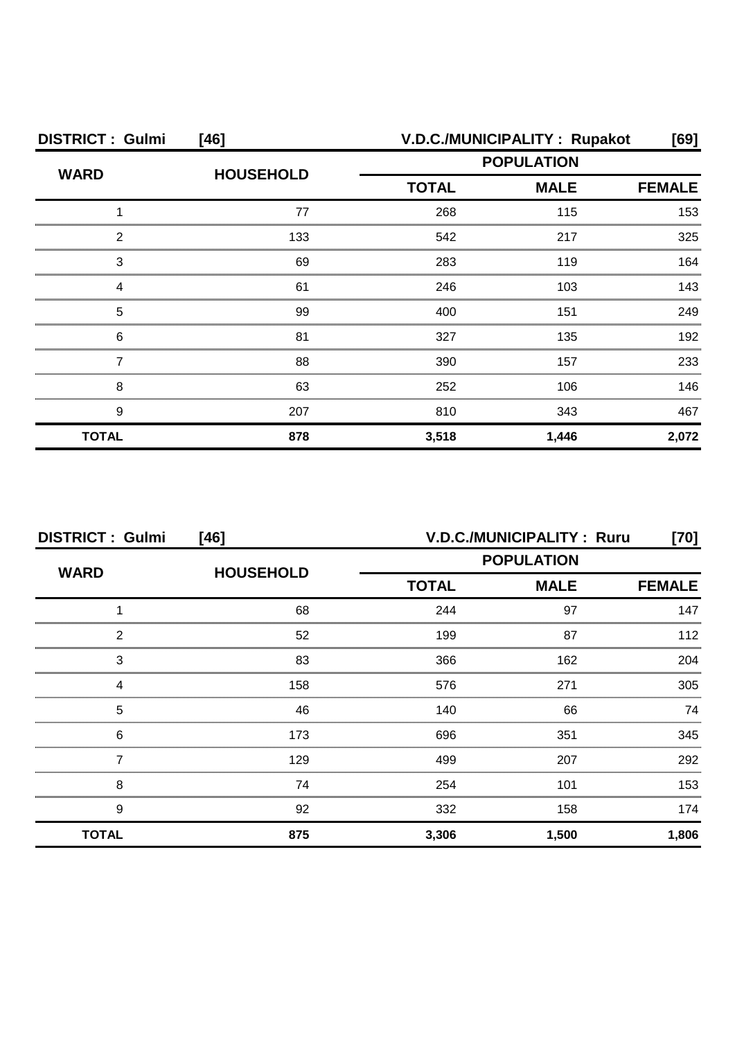**DISTRICT : Gulmi [46]** **V.D.C./MUNICIPALITY : Rupakot [69]**

| WARD | HOUSEHOLD | POPULATION | | |
|---|---|---|---|---|
| | | TOTAL | MALE | FEMALE |
| 1 | 77 | 268 | 115 | 153 |
| 2 | 133 | 542 | 217 | 325 |
| 3 | 69 | 283 | 119 | 164 |
| 4 | 61 | 246 | 103 | 143 |
| 5 | 99 | 400 | 151 | 249 |
| 6 | 81 | 327 | 135 | 192 |
| 7 | 88 | 390 | 157 | 233 |
| 8 | 63 | 252 | 106 | 146 |
| 9 | 207 | 810 | 343 | 467 |
| **TOTAL** | **878** | **3,518** | **1,446** | **2,072** |

**DISTRICT : Gulmi [46]** **V.D.C./MUNICIPALITY : Ruru [70]**

| WARD | HOUSEHOLD | POPULATION | | |
|---|---|---|---|---|
| | | TOTAL | MALE | FEMALE |
| 1 | 68 | 244 | 97 | 147 |
| 2 | 52 | 199 | 87 | 112 |
| 3 | 83 | 366 | 162 | 204 |
| 4 | 158 | 576 | 271 | 305 |
| 5 | 46 | 140 | 66 | 74 |
| 6 | 173 | 696 | 351 | 345 |
| 7 | 129 | 499 | 207 | 292 |
| 8 | 74 | 254 | 101 | 153 |
| 9 | 92 | 332 | 158 | 174 |
| **TOTAL** | **875** | **3,306** | **1,500** | **1,806** |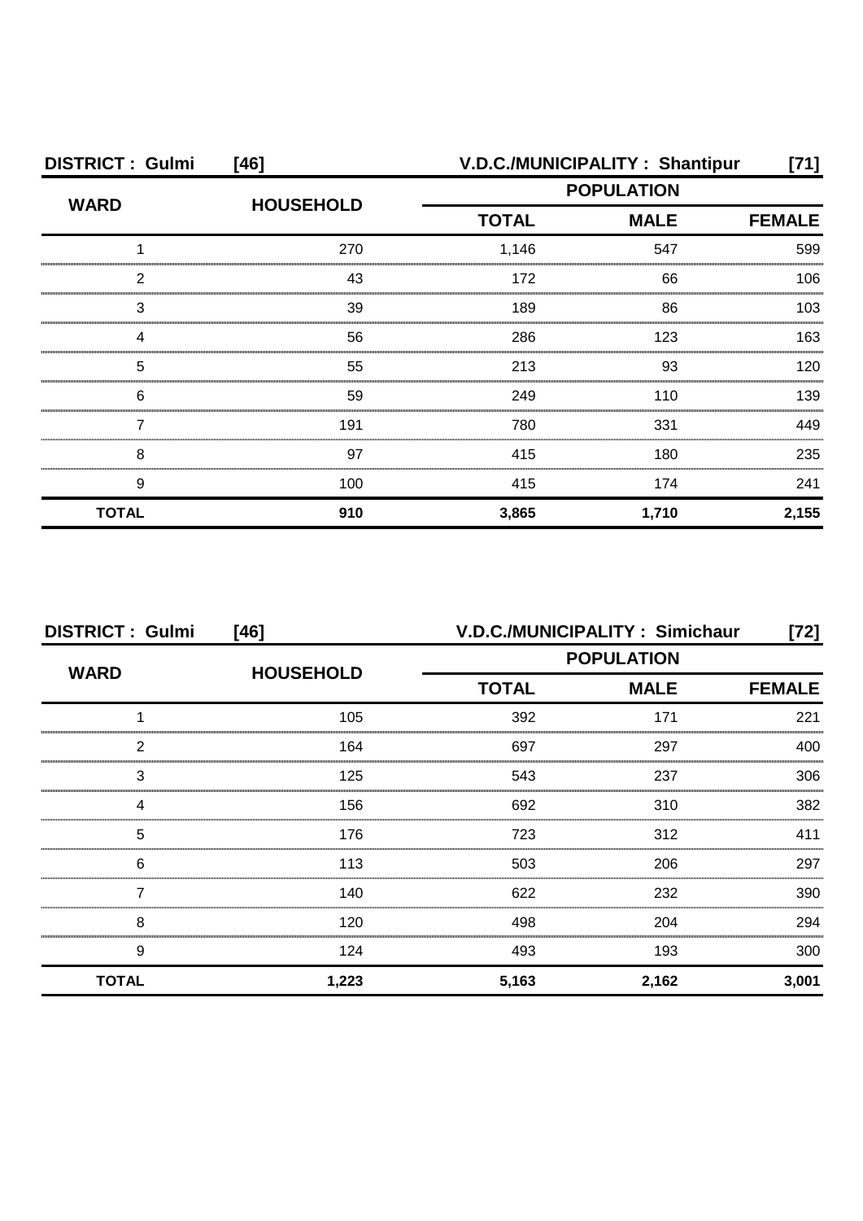| DISTRICT : Gulmi | [46] | V.D.C./MUNICIPALITY : Shantipur | | [71] |
|---|---|---|---|---|
| WARD | HOUSEHOLD | POPULATION | | |
| | | TOTAL | MALE | FEMALE |
| 1 | 270 | 1,146 | 547 | 599 |
| 2 | 43 | 172 | 66 | 106 |
| 3 | 39 | 189 | 86 | 103 |
| 4 | 56 | 286 | 123 | 163 |
| 5 | 55 | 213 | 93 | 120 |
| 6 | 59 | 249 | 110 | 139 |
| 7 | 191 | 780 | 331 | 449 |
| 8 | 97 | 415 | 180 | 235 |
| 9 | 100 | 415 | 174 | 241 |
| **TOTAL** | **910** | **3,865** | **1,710** | **2,155** |

| DISTRICT : Gulmi | [46] | V.D.C./MUNICIPALITY : Simichaur | | [72] |
|---|---|---|---|---|
| WARD | HOUSEHOLD | POPULATION | | |
| | | TOTAL | MALE | FEMALE |
| 1 | 105 | 392 | 171 | 221 |
| 2 | 164 | 697 | 297 | 400 |
| 3 | 125 | 543 | 237 | 306 |
| 4 | 156 | 692 | 310 | 382 |
| 5 | 176 | 723 | 312 | 411 |
| 6 | 113 | 503 | 206 | 297 |
| 7 | 140 | 622 | 232 | 390 |
| 8 | 120 | 498 | 204 | 294 |
| 9 | 124 | 493 | 193 | 300 |
| **TOTAL** | **1,223** | **5,163** | **2,162** | **3,001** |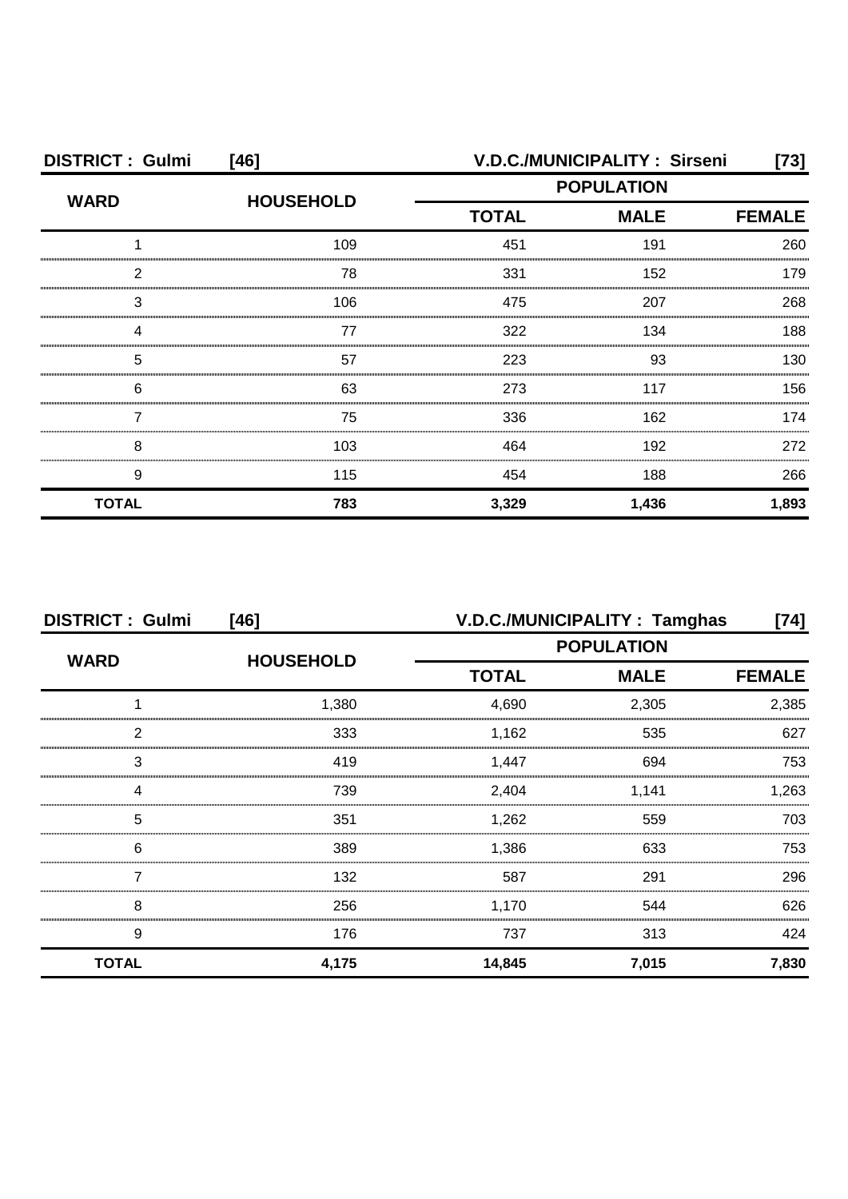| DISTRICT : Gulmi | [46] | V.D.C./MUNICIPALITY : Sirseni | | [73] |
|---|---|---|---|---|
| WARD | HOUSEHOLD | POPULATION | | |
| | | TOTAL | MALE | FEMALE |
| 1 | 109 | 451 | 191 | 260 |
| 2 | 78 | 331 | 152 | 179 |
| 3 | 106 | 475 | 207 | 268 |
| 4 | 77 | 322 | 134 | 188 |
| 5 | 57 | 223 | 93 | 130 |
| 6 | 63 | 273 | 117 | 156 |
| 7 | 75 | 336 | 162 | 174 |
| 8 | 103 | 464 | 192 | 272 |
| 9 | 115 | 454 | 188 | 266 |
| **TOTAL** | **783** | **3,329** | **1,436** | **1,893** |

| DISTRICT : Gulmi | [46] | V.D.C./MUNICIPALITY : Tamghas | | [74] |
|---|---|---|---|---|
| WARD | HOUSEHOLD | POPULATION | | |
| | | TOTAL | MALE | FEMALE |
| 1 | 1,380 | 4,690 | 2,305 | 2,385 |
| 2 | 333 | 1,162 | 535 | 627 |
| 3 | 419 | 1,447 | 694 | 753 |
| 4 | 739 | 2,404 | 1,141 | 1,263 |
| 5 | 351 | 1,262 | 559 | 703 |
| 6 | 389 | 1,386 | 633 | 753 |
| 7 | 132 | 587 | 291 | 296 |
| 8 | 256 | 1,170 | 544 | 626 |
| 9 | 176 | 737 | 313 | 424 |
| **TOTAL** | **4,175** | **14,845** | **7,015** | **7,830** |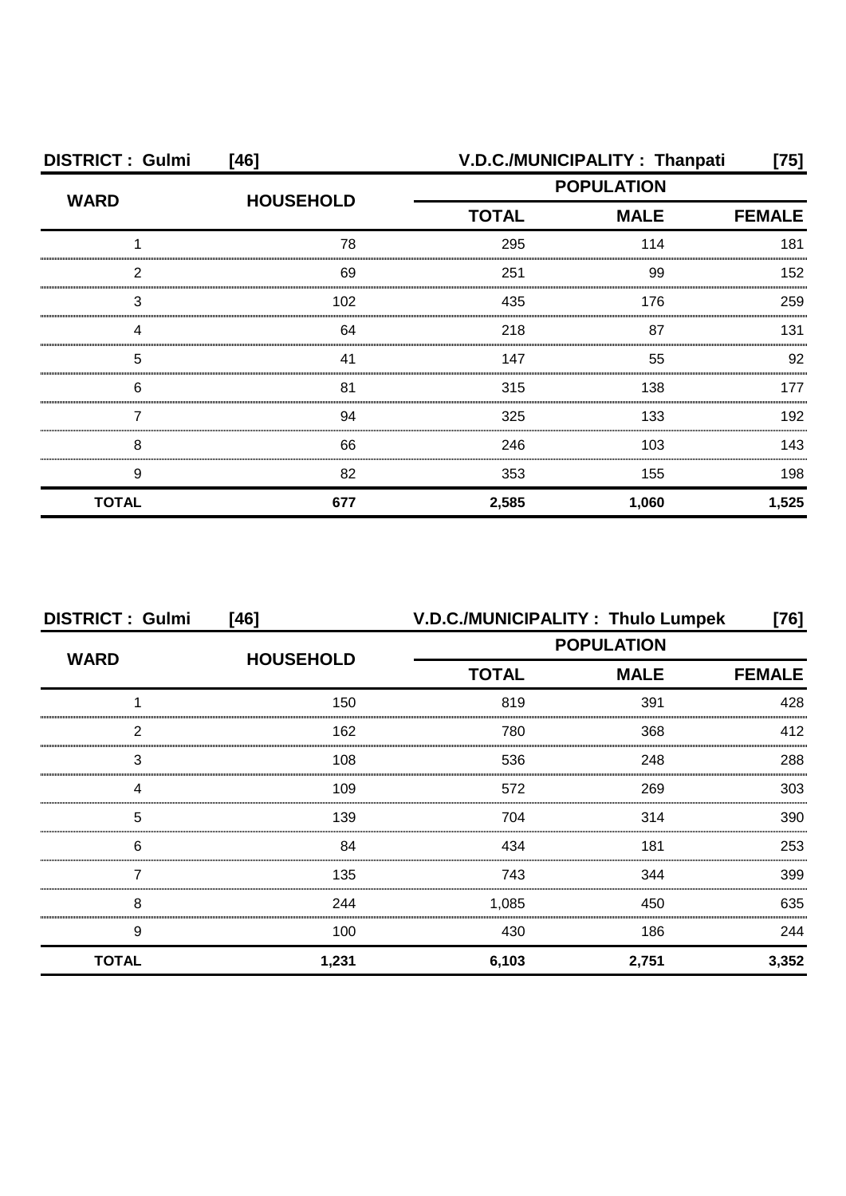| DISTRICT : Gulmi | [46] | V.D.C./MUNICIPALITY : Thanpati | | [75] |
|---|---|---|---|---|
| WARD | HOUSEHOLD | POPULATION | | |
| | | TOTAL | MALE | FEMALE |
| 1 | 78 | 295 | 114 | 181 |
| 2 | 69 | 251 | 99 | 152 |
| 3 | 102 | 435 | 176 | 259 |
| 4 | 64 | 218 | 87 | 131 |
| 5 | 41 | 147 | 55 | 92 |
| 6 | 81 | 315 | 138 | 177 |
| 7 | 94 | 325 | 133 | 192 |
| 8 | 66 | 246 | 103 | 143 |
| 9 | 82 | 353 | 155 | 198 |
| **TOTAL** | **677** | **2,585** | **1,060** | **1,525** |

| DISTRICT : Gulmi | [46] | V.D.C./MUNICIPALITY : Thulo Lumpek | | [76] |
|---|---|---|---|---|
| WARD | HOUSEHOLD | POPULATION | | |
| | | TOTAL | MALE | FEMALE |
| 1 | 150 | 819 | 391 | 428 |
| 2 | 162 | 780 | 368 | 412 |
| 3 | 108 | 536 | 248 | 288 |
| 4 | 109 | 572 | 269 | 303 |
| 5 | 139 | 704 | 314 | 390 |
| 6 | 84 | 434 | 181 | 253 |
| 7 | 135 | 743 | 344 | 399 |
| 8 | 244 | 1,085 | 450 | 635 |
| 9 | 100 | 430 | 186 | 244 |
| **TOTAL** | **1,231** | **6,103** | **2,751** | **3,352** |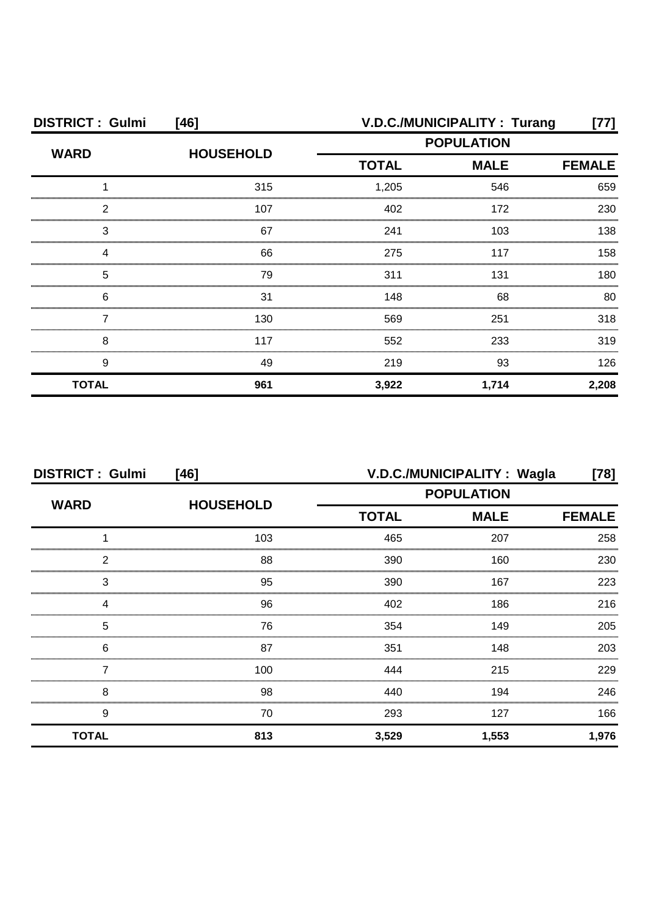**DISTRICT : Gulmi [46]** **V.D.C./MUNICIPALITY : Turang [77]**

| WARD | HOUSEHOLD | POPULATION | | |
|---|---|---|---|---|
| | | TOTAL | MALE | FEMALE |
| 1 | 315 | 1,205 | 546 | 659 |
| 2 | 107 | 402 | 172 | 230 |
| 3 | 67 | 241 | 103 | 138 |
| 4 | 66 | 275 | 117 | 158 |
| 5 | 79 | 311 | 131 | 180 |
| 6 | 31 | 148 | 68 | 80 |
| 7 | 130 | 569 | 251 | 318 |
| 8 | 117 | 552 | 233 | 319 |
| 9 | 49 | 219 | 93 | 126 |
| **TOTAL** | **961** | **3,922** | **1,714** | **2,208** |

**DISTRICT : Gulmi [46]** **V.D.C./MUNICIPALITY : Wagla [78]**

| WARD | HOUSEHOLD | POPULATION | | |
|---|---|---|---|---|
| | | TOTAL | MALE | FEMALE |
| 1 | 103 | 465 | 207 | 258 |
| 2 | 88 | 390 | 160 | 230 |
| 3 | 95 | 390 | 167 | 223 |
| 4 | 96 | 402 | 186 | 216 |
| 5 | 76 | 354 | 149 | 205 |
| 6 | 87 | 351 | 148 | 203 |
| 7 | 100 | 444 | 215 | 229 |
| 8 | 98 | 440 | 194 | 246 |
| 9 | 70 | 293 | 127 | 166 |
| **TOTAL** | **813** | **3,529** | **1,553** | **1,976** |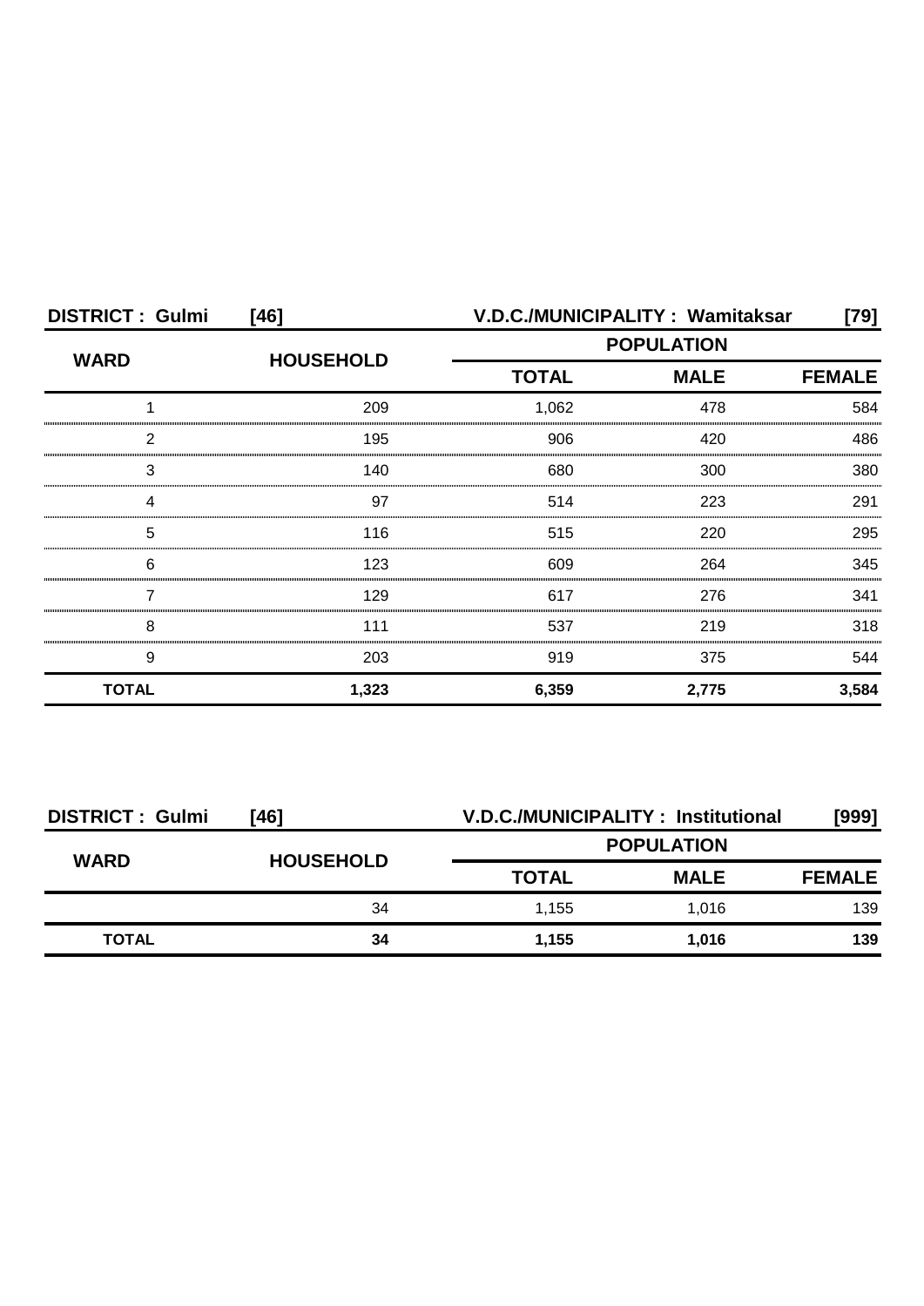**DISTRICT : Gulmi [46] V.D.C./MUNICIPALITY : Wamitaksar [79]**

| WARD | HOUSEHOLD | POPULATION | | |
|---|---|---|---|---|
| | | TOTAL | MALE | FEMALE |
| 1 | 209 | 1,062 | 478 | 584 |
| 2 | 195 | 906 | 420 | 486 |
| 3 | 140 | 680 | 300 | 380 |
| 4 | 97 | 514 | 223 | 291 |
| 5 | 116 | 515 | 220 | 295 |
| 6 | 123 | 609 | 264 | 345 |
| 7 | 129 | 617 | 276 | 341 |
| 8 | 111 | 537 | 219 | 318 |
| 9 | 203 | 919 | 375 | 544 |
| **TOTAL** | **1,323** | **6,359** | **2,775** | **3,584** |

**DISTRICT : Gulmi [46] V.D.C./MUNICIPALITY : Institutional [999]**

| WARD | HOUSEHOLD | POPULATION | | |
|---|---|---|---|---|
| | | TOTAL | MALE | FEMALE |
| | 34 | 1,155 | 1,016 | 139 |
| **TOTAL** | **34** | **1,155** | **1,016** | **139** |